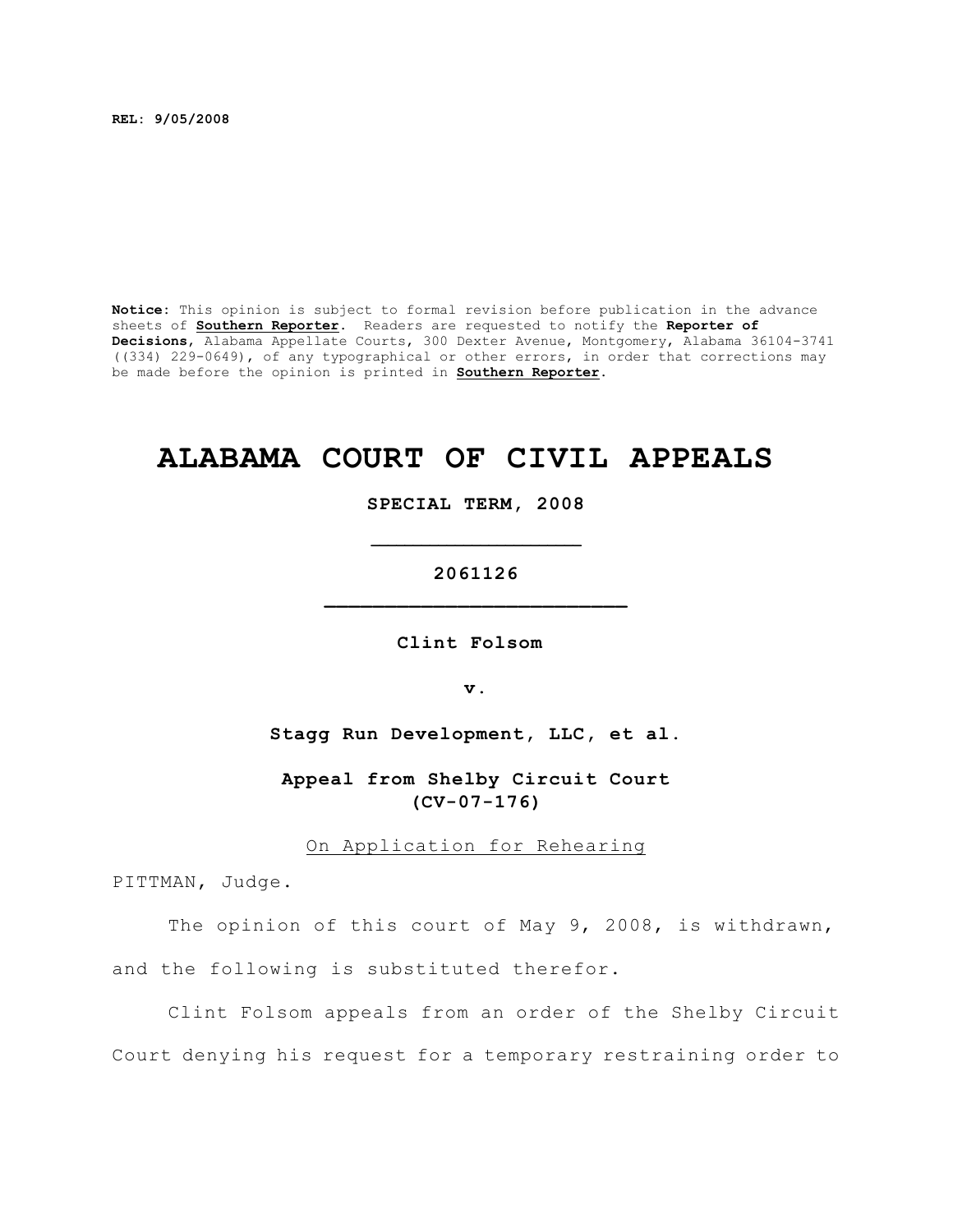REL: 9/05/2008

**Notice:** This opinion is subject to formal revision before publication in the advance sheets of **Southern Reporter**. Readers are requested to notify the **Reporter of Decisions**, Alabama Appellate Courts, 300 Dexter Avenue, Montgomery, Alabama 36104-3741 ((334) 229-0649), of any typographical or other errors, in order that corrections may be made before the opinion is printed in **Southern Reporter**.

# ALABAMA COURT OF CIVIL APPEALS

**SPECIAL TERM, 2008**

**2061126**

**Clint Folsom**

**v.**

**Stagg Run Development, LLC, et al.**

**Appeal from Shelby Circuit Court**
**(CV-07-176)**

On Application for Rehearing

PITTMAN, Judge.

The opinion of this court of May 9, 2008, is withdrawn, and the following is substituted therefor.

Clint Folsom appeals from an order of the Shelby Circuit Court denying his request for a temporary restraining order to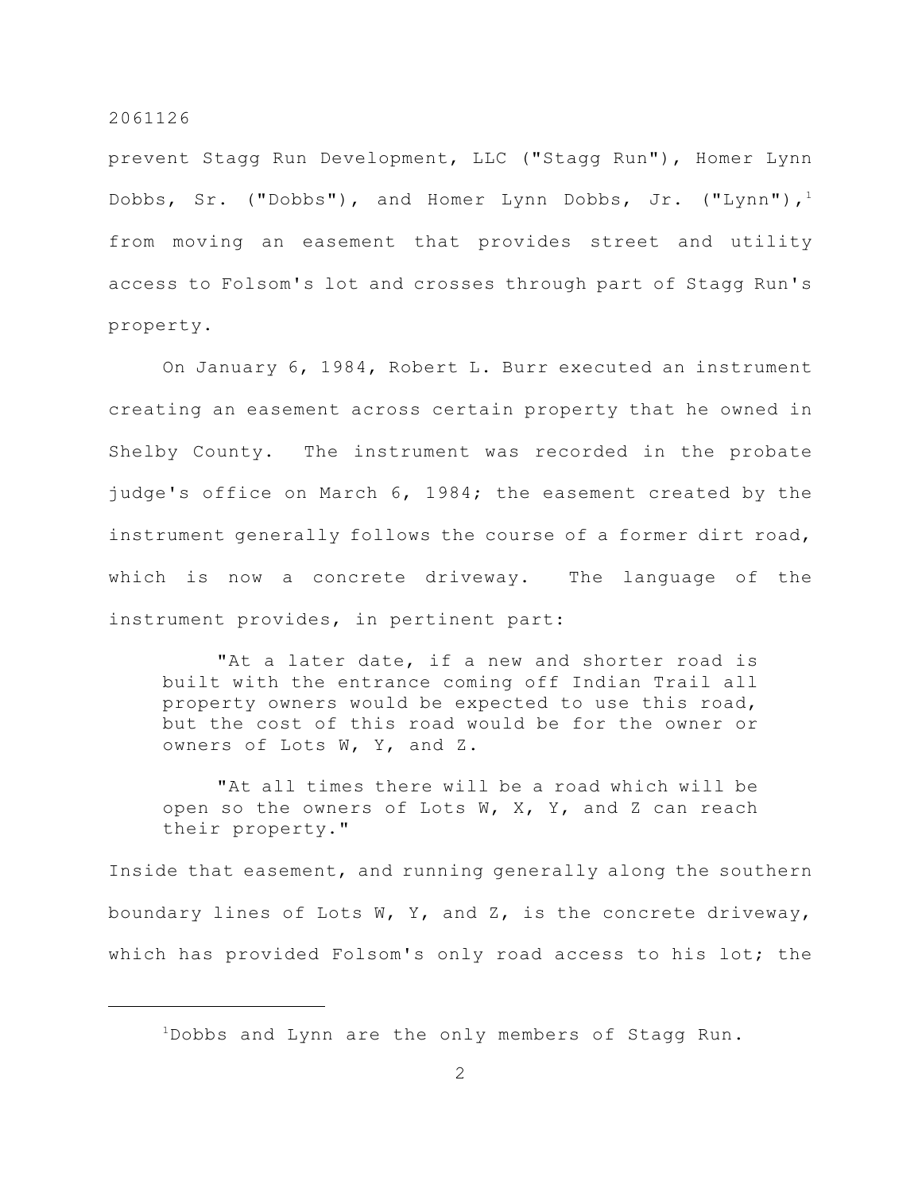prevent Stagg Run Development, LLC ("Stagg Run"), Homer Lynn Dobbs, Sr. ("Dobbs"), and Homer Lynn Dobbs, Jr. ("Lynn"),[1] from moving an easement that provides street and utility access to Folsom's lot and crosses through part of Stagg Run's property.

On January 6, 1984, Robert L. Burr executed an instrument creating an easement across certain property that he owned in Shelby County. The instrument was recorded in the probate judge's office on March 6, 1984; the easement created by the instrument generally follows the course of a former dirt road, which is now a concrete driveway. The language of the instrument provides, in pertinent part:

> "At a later date, if a new and shorter road is built with the entrance coming off Indian Trail all property owners would be expected to use this road, but the cost of this road would be for the owner or owners of Lots W, Y, and Z.
>
> "At all times there will be a road which will be open so the owners of Lots W, X, Y, and Z can reach their property."

Inside that easement, and running generally along the southern boundary lines of Lots W, Y, and Z, is the concrete driveway, which has provided Folsom's only road access to his lot; the

---

[1] Dobbs and Lynn are the only members of Stagg Run.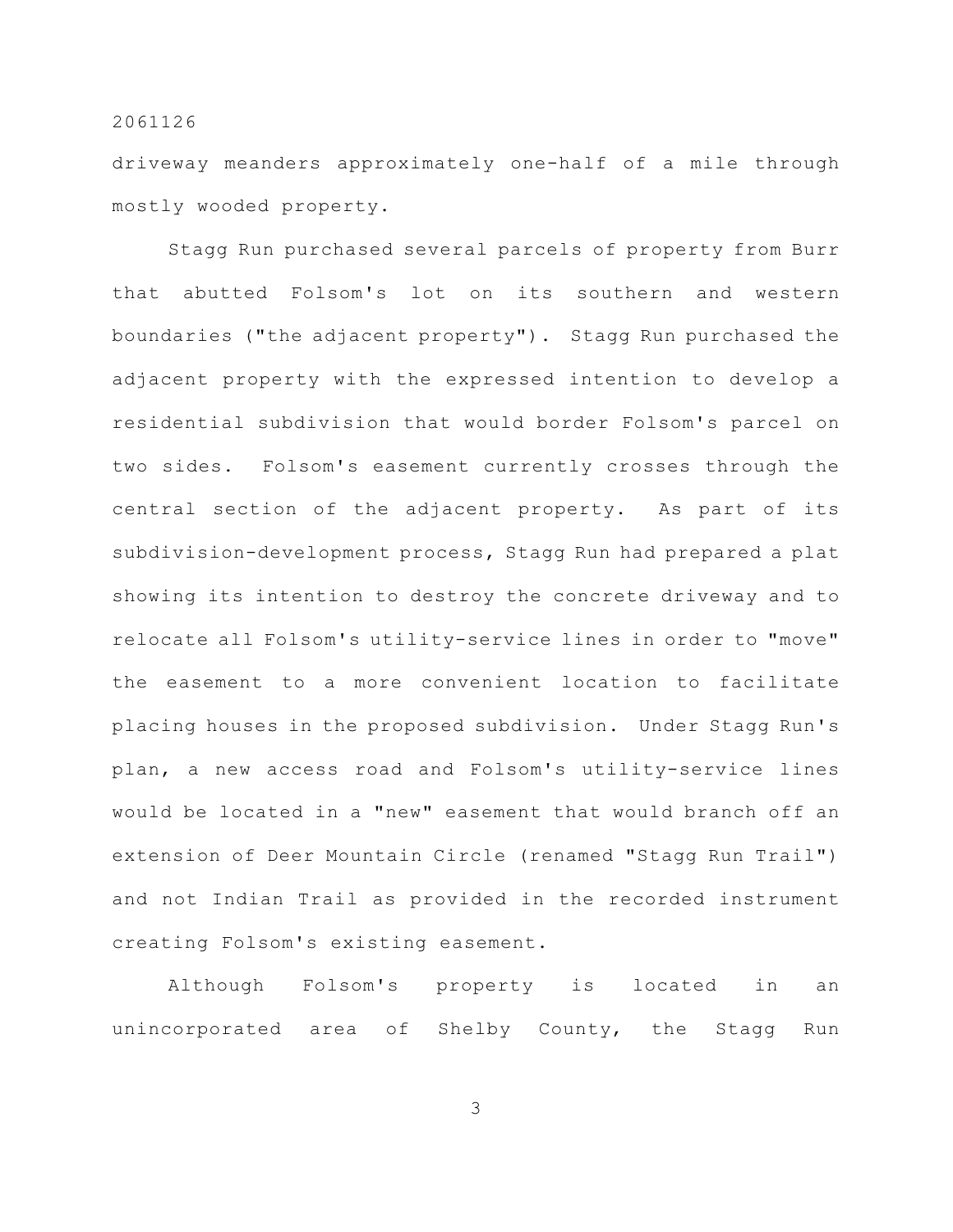driveway meanders approximately one-half of a mile through mostly wooded property.

Stagg Run purchased several parcels of property from Burr that abutted Folsom's lot on its southern and western boundaries ("the adjacent property"). Stagg Run purchased the adjacent property with the expressed intention to develop a residential subdivision that would border Folsom's parcel on two sides. Folsom's easement currently crosses through the central section of the adjacent property. As part of its subdivision-development process, Stagg Run had prepared a plat showing its intention to destroy the concrete driveway and to relocate all Folsom's utility-service lines in order to "move" the easement to a more convenient location to facilitate placing houses in the proposed subdivision. Under Stagg Run's plan, a new access road and Folsom's utility-service lines would be located in a "new" easement that would branch off an extension of Deer Mountain Circle (renamed "Stagg Run Trail") and not Indian Trail as provided in the recorded instrument creating Folsom's existing easement.

Although Folsom's property is located in an unincorporated area of Shelby County, the Stagg Run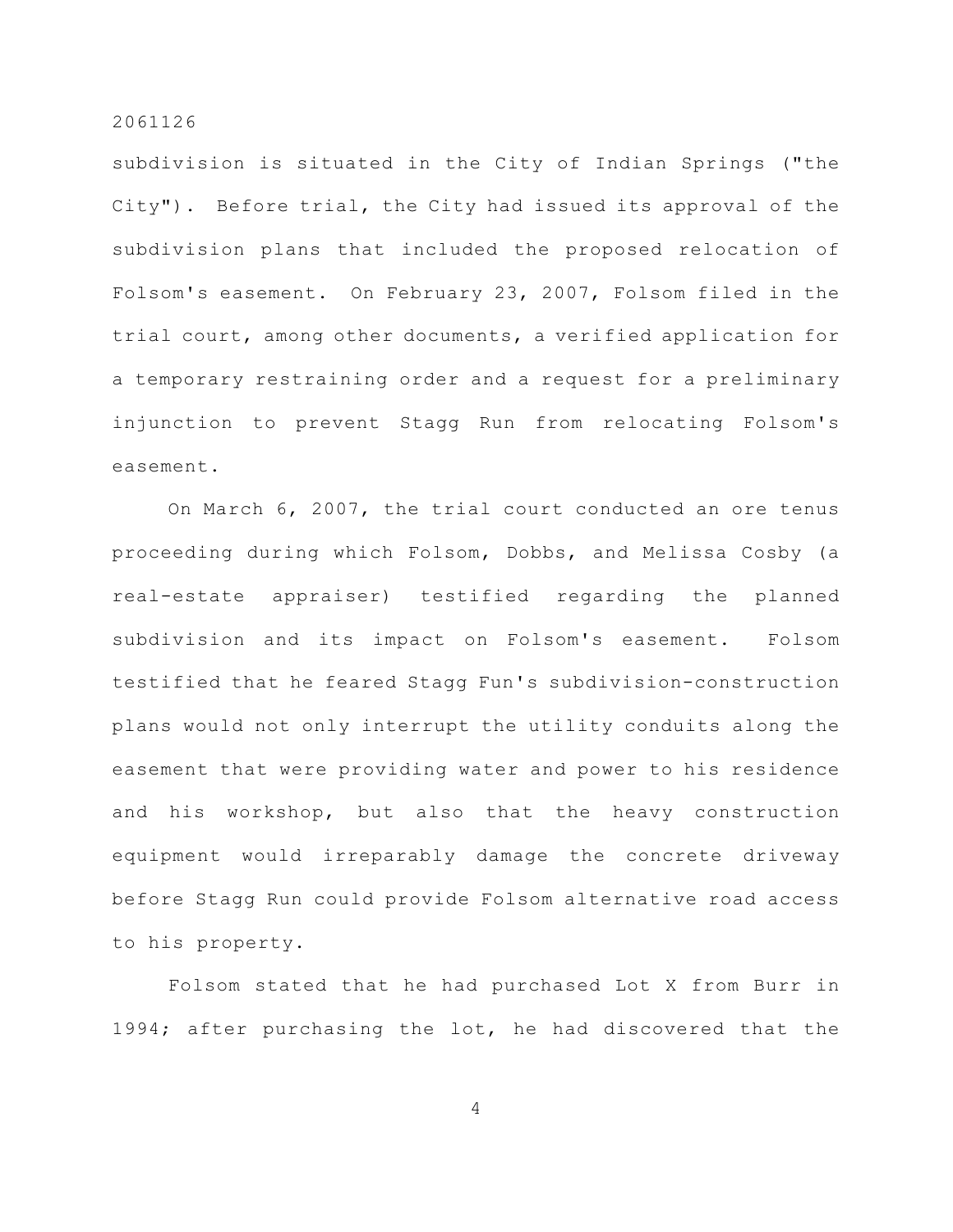subdivision is situated in the City of Indian Springs ("the City"). Before trial, the City had issued its approval of the subdivision plans that included the proposed relocation of Folsom's easement. On February 23, 2007, Folsom filed in the trial court, among other documents, a verified application for a temporary restraining order and a request for a preliminary injunction to prevent Stagg Run from relocating Folsom's easement.

On March 6, 2007, the trial court conducted an ore tenus proceeding during which Folsom, Dobbs, and Melissa Cosby (a real-estate appraiser) testified regarding the planned subdivision and its impact on Folsom's easement. Folsom testified that he feared Stagg Fun's subdivision-construction plans would not only interrupt the utility conduits along the easement that were providing water and power to his residence and his workshop, but also that the heavy construction equipment would irreparably damage the concrete driveway before Stagg Run could provide Folsom alternative road access to his property.

Folsom stated that he had purchased Lot X from Burr in 1994; after purchasing the lot, he had discovered that the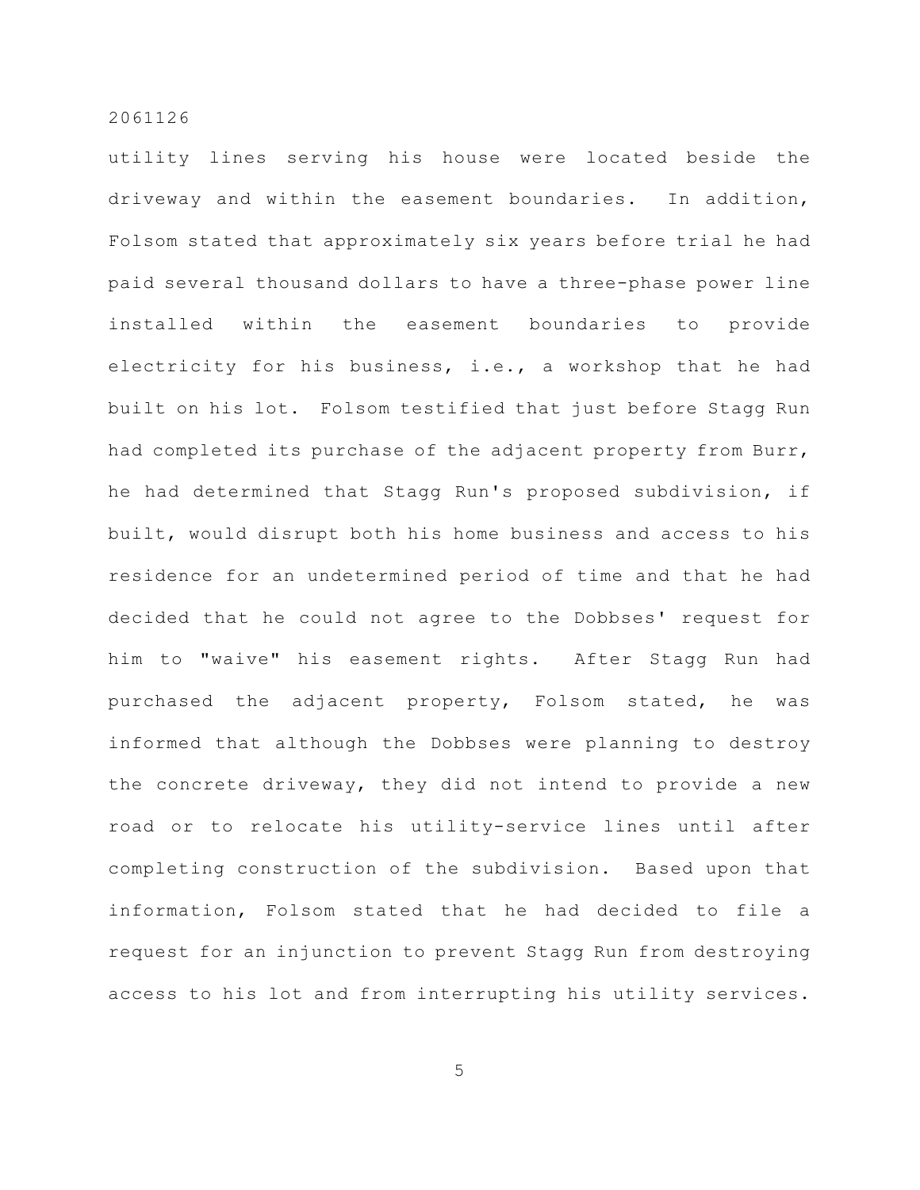utility lines serving his house were located beside the driveway and within the easement boundaries. In addition, Folsom stated that approximately six years before trial he had paid several thousand dollars to have a three-phase power line installed within the easement boundaries to provide electricity for his business, i.e., a workshop that he had built on his lot. Folsom testified that just before Stagg Run had completed its purchase of the adjacent property from Burr, he had determined that Stagg Run's proposed subdivision, if built, would disrupt both his home business and access to his residence for an undetermined period of time and that he had decided that he could not agree to the Dobbses' request for him to "waive" his easement rights. After Stagg Run had purchased the adjacent property, Folsom stated, he was informed that although the Dobbses were planning to destroy the concrete driveway, they did not intend to provide a new road or to relocate his utility-service lines until after completing construction of the subdivision. Based upon that information, Folsom stated that he had decided to file a request for an injunction to prevent Stagg Run from destroying access to his lot and from interrupting his utility services.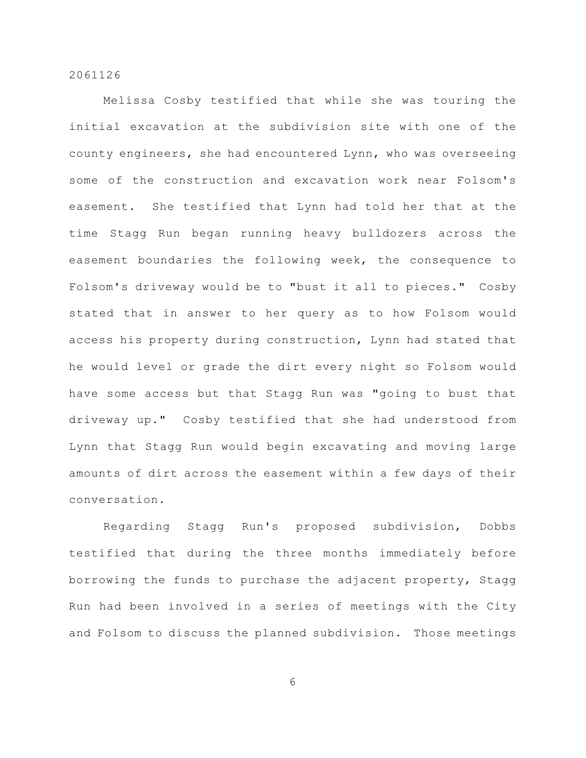Melissa Cosby testified that while she was touring the initial excavation at the subdivision site with one of the county engineers, she had encountered Lynn, who was overseeing some of the construction and excavation work near Folsom's easement. She testified that Lynn had told her that at the time Stagg Run began running heavy bulldozers across the easement boundaries the following week, the consequence to Folsom's driveway would be to "bust it all to pieces." Cosby stated that in answer to her query as to how Folsom would access his property during construction, Lynn had stated that he would level or grade the dirt every night so Folsom would have some access but that Stagg Run was "going to bust that driveway up." Cosby testified that she had understood from Lynn that Stagg Run would begin excavating and moving large amounts of dirt across the easement within a few days of their conversation.

Regarding Stagg Run's proposed subdivision, Dobbs testified that during the three months immediately before borrowing the funds to purchase the adjacent property, Stagg Run had been involved in a series of meetings with the City and Folsom to discuss the planned subdivision. Those meetings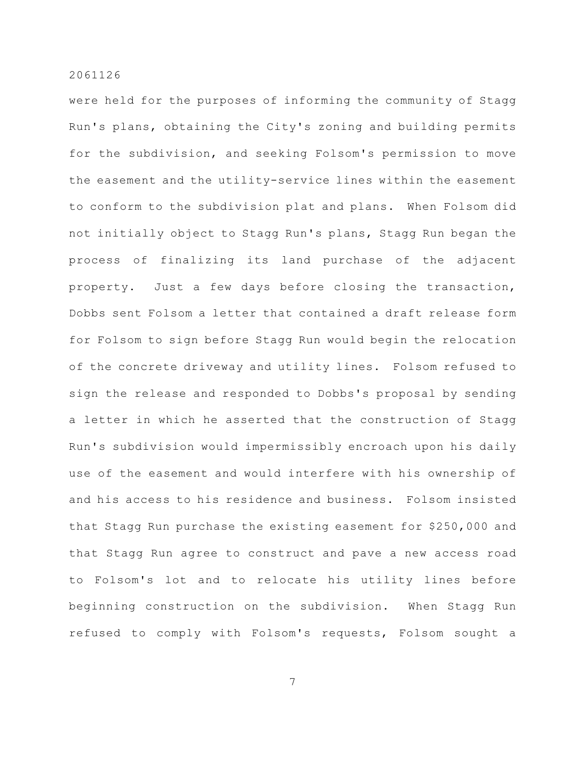were held for the purposes of informing the community of Stagg Run's plans, obtaining the City's zoning and building permits for the subdivision, and seeking Folsom's permission to move the easement and the utility-service lines within the easement to conform to the subdivision plat and plans. When Folsom did not initially object to Stagg Run's plans, Stagg Run began the process of finalizing its land purchase of the adjacent property. Just a few days before closing the transaction, Dobbs sent Folsom a letter that contained a draft release form for Folsom to sign before Stagg Run would begin the relocation of the concrete driveway and utility lines. Folsom refused to sign the release and responded to Dobbs's proposal by sending a letter in which he asserted that the construction of Stagg Run's subdivision would impermissibly encroach upon his daily use of the easement and would interfere with his ownership of and his access to his residence and business. Folsom insisted that Stagg Run purchase the existing easement for $250,000 and that Stagg Run agree to construct and pave a new access road to Folsom's lot and to relocate his utility lines before beginning construction on the subdivision. When Stagg Run refused to comply with Folsom's requests, Folsom sought a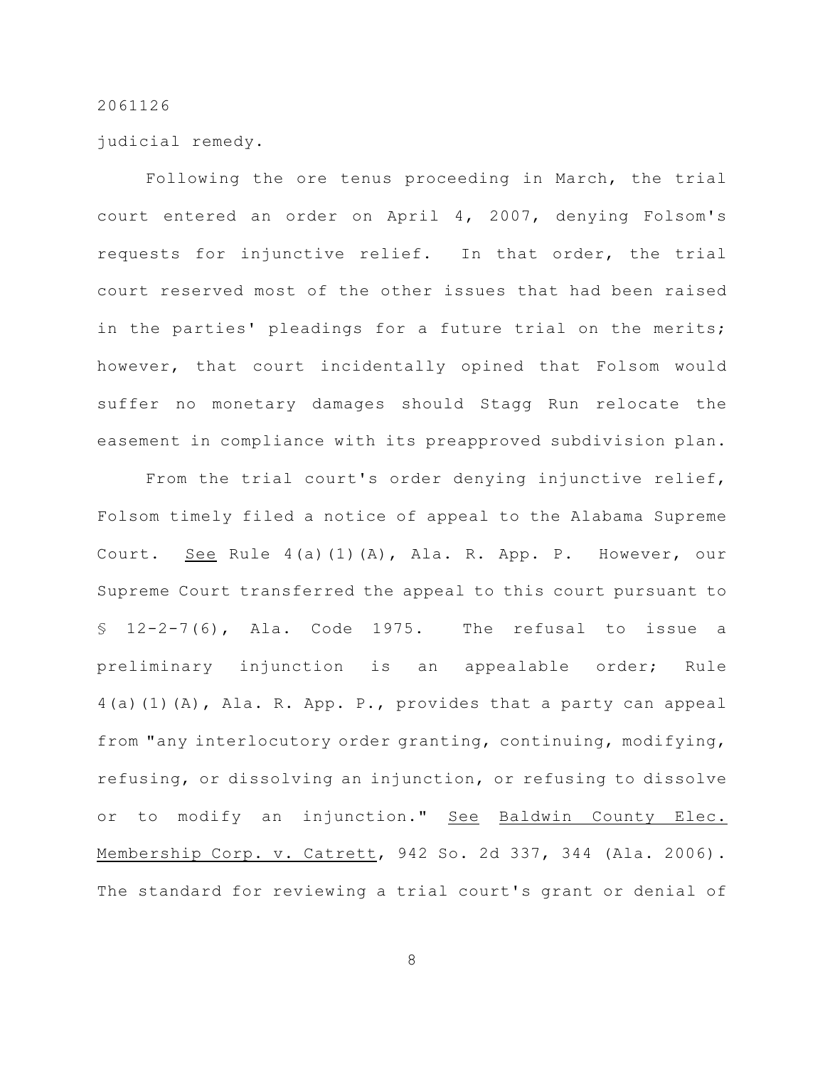judicial remedy.

Following the ore tenus proceeding in March, the trial court entered an order on April 4, 2007, denying Folsom's requests for injunctive relief. In that order, the trial court reserved most of the other issues that had been raised in the parties' pleadings for a future trial on the merits; however, that court incidentally opined that Folsom would suffer no monetary damages should Stagg Run relocate the easement in compliance with its preapproved subdivision plan.

From the trial court's order denying injunctive relief, Folsom timely filed a notice of appeal to the Alabama Supreme Court. See Rule 4(a)(1)(A), Ala. R. App. P. However, our Supreme Court transferred the appeal to this court pursuant to § 12-2-7(6), Ala. Code 1975. The refusal to issue a preliminary injunction is an appealable order; Rule 4(a)(1)(A), Ala. R. App. P., provides that a party can appeal from "any interlocutory order granting, continuing, modifying, refusing, or dissolving an injunction, or refusing to dissolve or to modify an injunction." See Baldwin County Elec. Membership Corp. v. Catrett, 942 So. 2d 337, 344 (Ala. 2006). The standard for reviewing a trial court's grant or denial of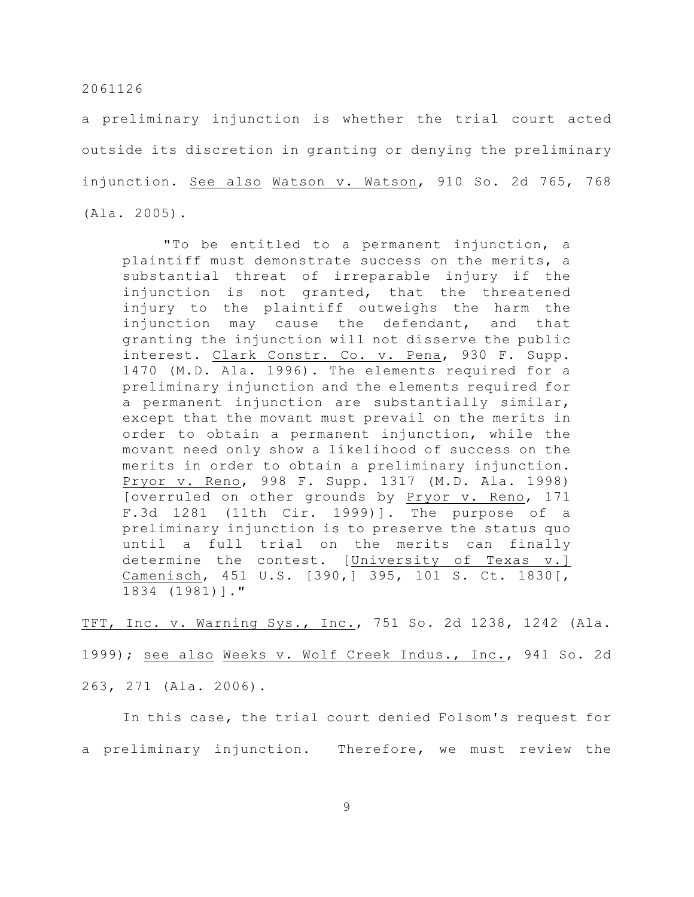a preliminary injunction is whether the trial court acted outside its discretion in granting or denying the preliminary injunction. See also Watson v. Watson, 910 So. 2d 765, 768 (Ala. 2005).

> "To be entitled to a permanent injunction, a plaintiff must demonstrate success on the merits, a substantial threat of irreparable injury if the injunction is not granted, that the threatened injury to the plaintiff outweighs the harm the injunction may cause the defendant, and that granting the injunction will not disserve the public interest. Clark Constr. Co. v. Pena, 930 F. Supp. 1470 (M.D. Ala. 1996). The elements required for a preliminary injunction and the elements required for a permanent injunction are substantially similar, except that the movant must prevail on the merits in order to obtain a permanent injunction, while the movant need only show a likelihood of success on the merits in order to obtain a preliminary injunction. Pryor v. Reno, 998 F. Supp. 1317 (M.D. Ala. 1998) [overruled on other grounds by Pryor v. Reno, 171 F.3d 1281 (11th Cir. 1999)]. The purpose of a preliminary injunction is to preserve the status quo until a full trial on the merits can finally determine the contest. [University of Texas v.] Camenisch, 451 U.S. [390,] 395, 101 S. Ct. 1830[, 1834 (1981)]."

TFT, Inc. v. Warning Sys., Inc., 751 So. 2d 1238, 1242 (Ala. 1999); see also Weeks v. Wolf Creek Indus., Inc., 941 So. 2d 263, 271 (Ala. 2006).

In this case, the trial court denied Folsom's request for a preliminary injunction. Therefore, we must review the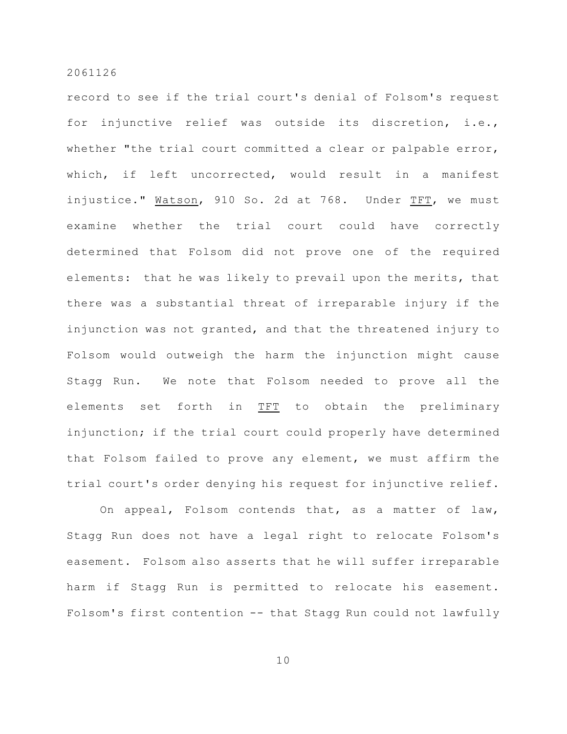record to see if the trial court's denial of Folsom's request for injunctive relief was outside its discretion, i.e., whether "the trial court committed a clear or palpable error, which, if left uncorrected, would result in a manifest injustice." Watson, 910 So. 2d at 768. Under TFT, we must examine whether the trial court could have correctly determined that Folsom did not prove one of the required elements: that he was likely to prevail upon the merits, that there was a substantial threat of irreparable injury if the injunction was not granted, and that the threatened injury to Folsom would outweigh the harm the injunction might cause Stagg Run. We note that Folsom needed to prove all the elements set forth in TFT to obtain the preliminary injunction; if the trial court could properly have determined that Folsom failed to prove any element, we must affirm the trial court's order denying his request for injunctive relief.

On appeal, Folsom contends that, as a matter of law, Stagg Run does not have a legal right to relocate Folsom's easement. Folsom also asserts that he will suffer irreparable harm if Stagg Run is permitted to relocate his easement. Folsom's first contention -- that Stagg Run could not lawfully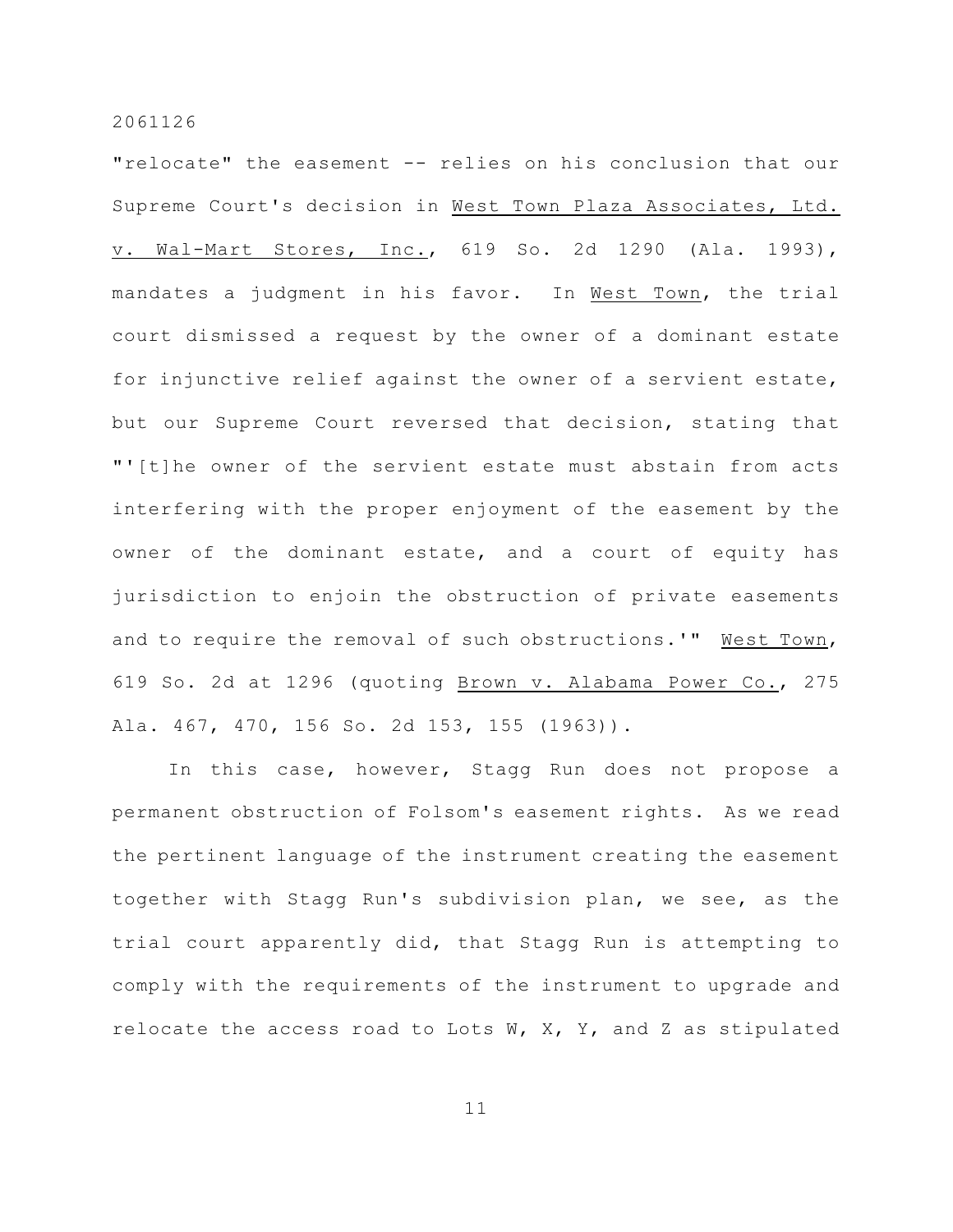"relocate" the easement -- relies on his conclusion that our Supreme Court's decision in West Town Plaza Associates, Ltd. v. Wal-Mart Stores, Inc., 619 So. 2d 1290 (Ala. 1993), mandates a judgment in his favor. In West Town, the trial court dismissed a request by the owner of a dominant estate for injunctive relief against the owner of a servient estate, but our Supreme Court reversed that decision, stating that "'[t]he owner of the servient estate must abstain from acts interfering with the proper enjoyment of the easement by the owner of the dominant estate, and a court of equity has jurisdiction to enjoin the obstruction of private easements and to require the removal of such obstructions.'" West Town, 619 So. 2d at 1296 (quoting Brown v. Alabama Power Co., 275 Ala. 467, 470, 156 So. 2d 153, 155 (1963)).

In this case, however, Stagg Run does not propose a permanent obstruction of Folsom's easement rights. As we read the pertinent language of the instrument creating the easement together with Stagg Run's subdivision plan, we see, as the trial court apparently did, that Stagg Run is attempting to comply with the requirements of the instrument to upgrade and relocate the access road to Lots W, X, Y, and Z as stipulated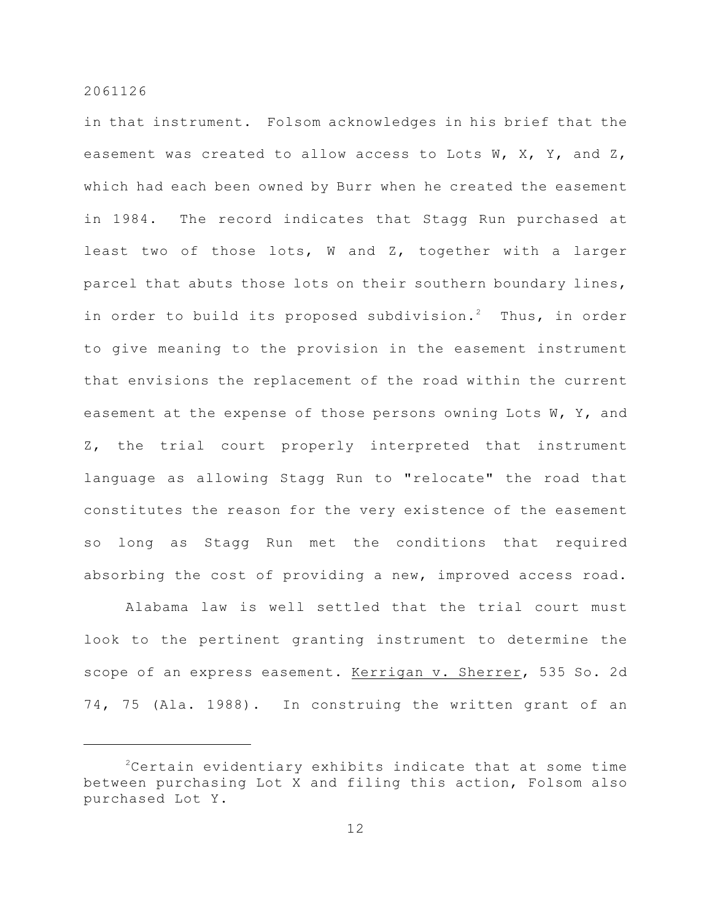in that instrument. Folsom acknowledges in his brief that the easement was created to allow access to Lots W, X, Y, and Z, which had each been owned by Burr when he created the easement in 1984. The record indicates that Stagg Run purchased at least two of those lots, W and Z, together with a larger parcel that abuts those lots on their southern boundary lines, in order to build its proposed subdivision.[2] Thus, in order to give meaning to the provision in the easement instrument that envisions the replacement of the road within the current easement at the expense of those persons owning Lots W, Y, and Z, the trial court properly interpreted that instrument language as allowing Stagg Run to "relocate" the road that constitutes the reason for the very existence of the easement so long as Stagg Run met the conditions that required absorbing the cost of providing a new, improved access road.

Alabama law is well settled that the trial court must look to the pertinent granting instrument to determine the scope of an express easement. Kerrigan v. Sherrer, 535 So. 2d 74, 75 (Ala. 1988). In construing the written grant of an

---

[2]Certain evidentiary exhibits indicate that at some time between purchasing Lot X and filing this action, Folsom also purchased Lot Y.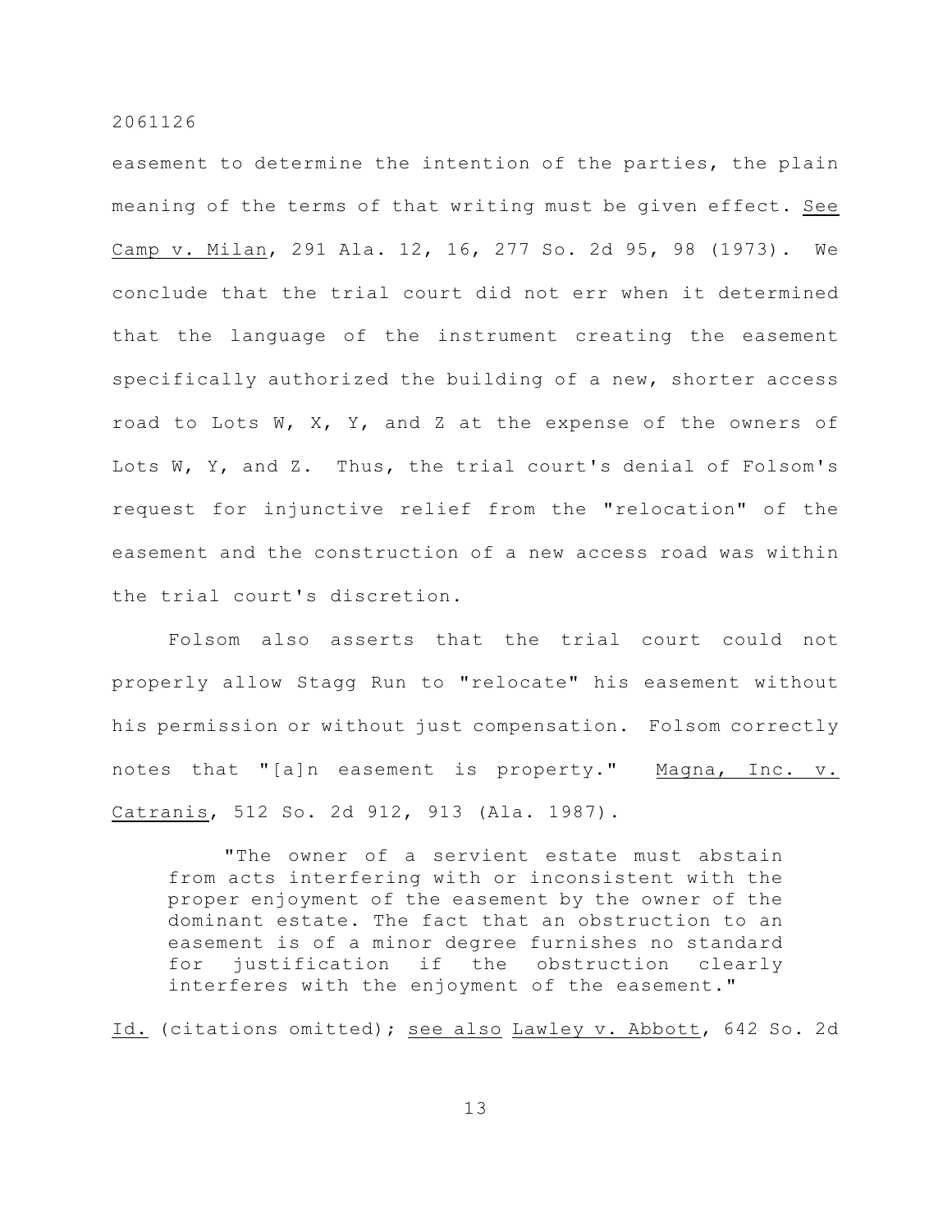easement to determine the intention of the parties, the plain meaning of the terms of that writing must be given effect. See Camp v. Milan, 291 Ala. 12, 16, 277 So. 2d 95, 98 (1973). We conclude that the trial court did not err when it determined that the language of the instrument creating the easement specifically authorized the building of a new, shorter access road to Lots W, X, Y, and Z at the expense of the owners of Lots W, Y, and Z. Thus, the trial court's denial of Folsom's request for injunctive relief from the "relocation" of the easement and the construction of a new access road was within the trial court's discretion.

Folsom also asserts that the trial court could not properly allow Stagg Run to "relocate" his easement without his permission or without just compensation. Folsom correctly notes that "[a]n easement is property." Magna, Inc. v. Catranis, 512 So. 2d 912, 913 (Ala. 1987).

> "The owner of a servient estate must abstain from acts interfering with or inconsistent with the proper enjoyment of the easement by the owner of the dominant estate. The fact that an obstruction to an easement is of a minor degree furnishes no standard for justification if the obstruction clearly interferes with the enjoyment of the easement."

Id. (citations omitted); see also Lawley v. Abbott, 642 So. 2d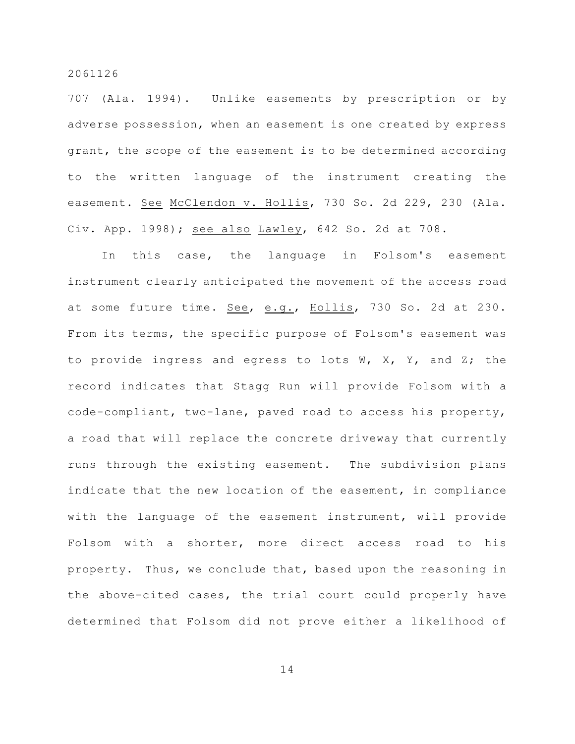707 (Ala. 1994). Unlike easements by prescription or by adverse possession, when an easement is one created by express grant, the scope of the easement is to be determined according to the written language of the instrument creating the easement. See McClendon v. Hollis, 730 So. 2d 229, 230 (Ala. Civ. App. 1998); see also Lawley, 642 So. 2d at 708.

In this case, the language in Folsom's easement instrument clearly anticipated the movement of the access road at some future time. See, e.g., Hollis, 730 So. 2d at 230. From its terms, the specific purpose of Folsom's easement was to provide ingress and egress to lots W, X, Y, and Z; the record indicates that Stagg Run will provide Folsom with a code-compliant, two-lane, paved road to access his property, a road that will replace the concrete driveway that currently runs through the existing easement. The subdivision plans indicate that the new location of the easement, in compliance with the language of the easement instrument, will provide Folsom with a shorter, more direct access road to his property. Thus, we conclude that, based upon the reasoning in the above-cited cases, the trial court could properly have determined that Folsom did not prove either a likelihood of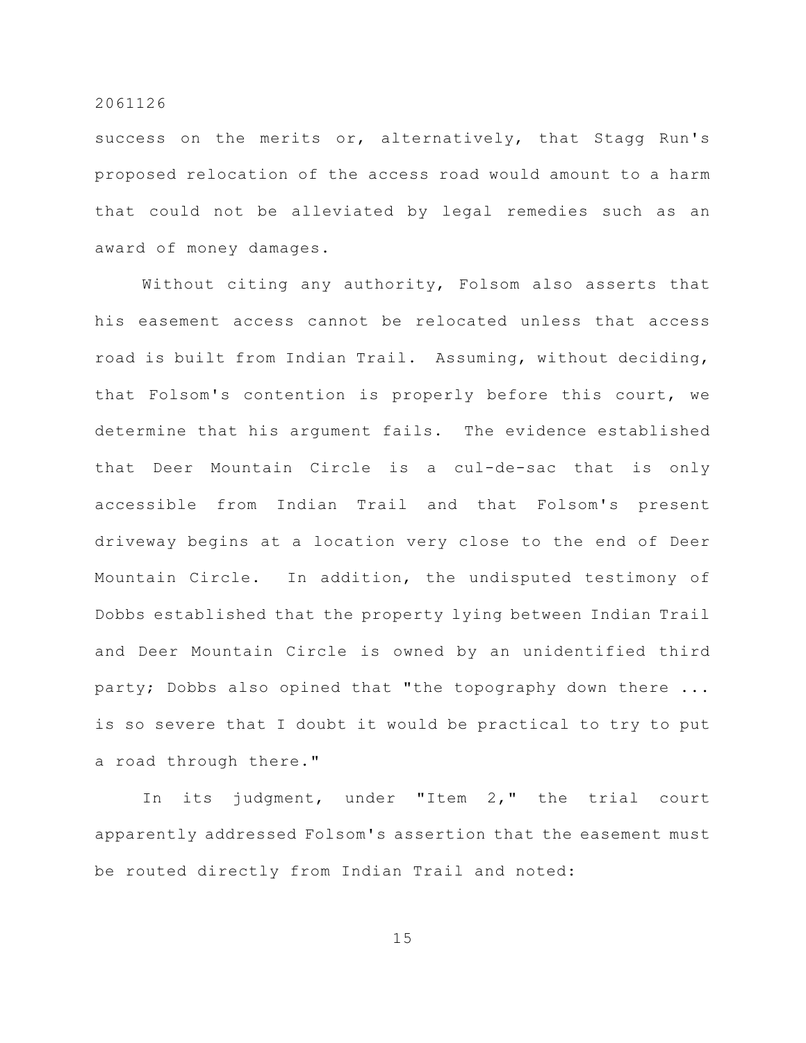success on the merits or, alternatively, that Stagg Run's proposed relocation of the access road would amount to a harm that could not be alleviated by legal remedies such as an award of money damages.

Without citing any authority, Folsom also asserts that his easement access cannot be relocated unless that access road is built from Indian Trail. Assuming, without deciding, that Folsom's contention is properly before this court, we determine that his argument fails. The evidence established that Deer Mountain Circle is a cul-de-sac that is only accessible from Indian Trail and that Folsom's present driveway begins at a location very close to the end of Deer Mountain Circle. In addition, the undisputed testimony of Dobbs established that the property lying between Indian Trail and Deer Mountain Circle is owned by an unidentified third party; Dobbs also opined that "the topography down there ... is so severe that I doubt it would be practical to try to put a road through there."

In its judgment, under "Item 2," the trial court apparently addressed Folsom's assertion that the easement must be routed directly from Indian Trail and noted: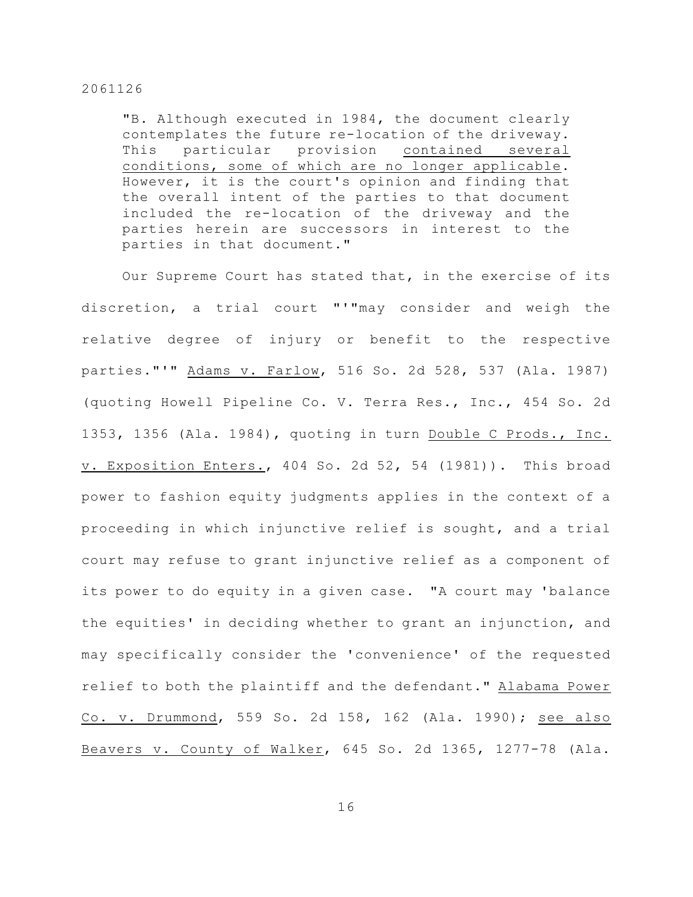"B. Although executed in 1984, the document clearly contemplates the future re-location of the driveway. This particular provision <u>contained several conditions, some of which are no longer applicable</u>. However, it is the court's opinion and finding that the overall intent of the parties to that document included the re-location of the driveway and the parties herein are successors in interest to the parties in that document."

Our Supreme Court has stated that, in the exercise of its discretion, a trial court "'"may consider and weigh the relative degree of injury or benefit to the respective parties."'" <u>Adams v. Farlow</u>, 516 So. 2d 528, 537 (Ala. 1987) (quoting Howell Pipeline Co. V. Terra Res., Inc., 454 So. 2d 1353, 1356 (Ala. 1984), quoting in turn <u>Double C Prods., Inc. v. Exposition Enters.</u>, 404 So. 2d 52, 54 (1981)). This broad power to fashion equity judgments applies in the context of a proceeding in which injunctive relief is sought, and a trial court may refuse to grant injunctive relief as a component of its power to do equity in a given case. "A court may 'balance the equities' in deciding whether to grant an injunction, and may specifically consider the 'convenience' of the requested relief to both the plaintiff and the defendant." <u>Alabama Power Co. v. Drummond</u>, 559 So. 2d 158, 162 (Ala. 1990); <u>see also Beavers v. County of Walker</u>, 645 So. 2d 1365, 1277-78 (Ala.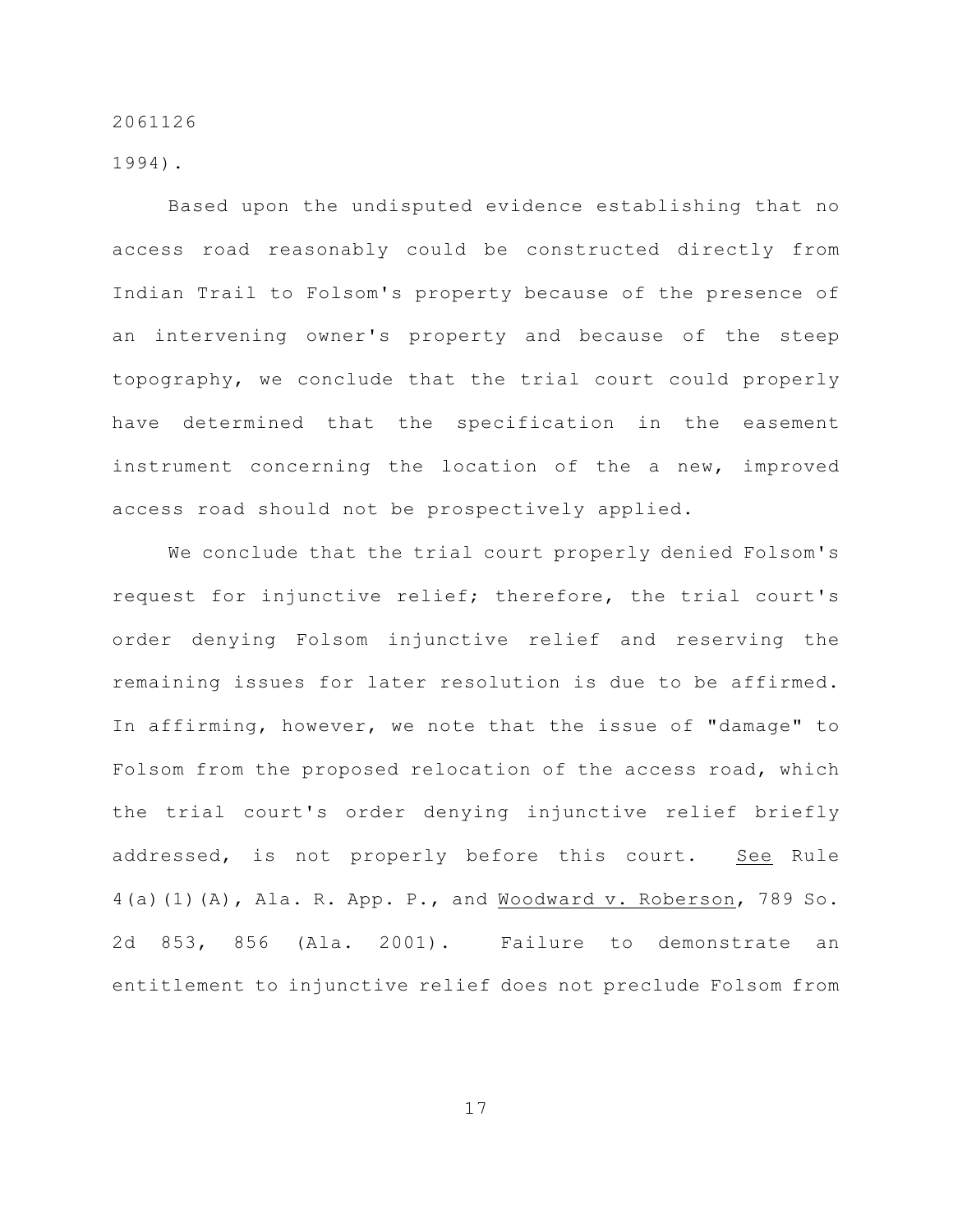1994).

Based upon the undisputed evidence establishing that no access road reasonably could be constructed directly from Indian Trail to Folsom's property because of the presence of an intervening owner's property and because of the steep topography, we conclude that the trial court could properly have determined that the specification in the easement instrument concerning the location of the a new, improved access road should not be prospectively applied.

We conclude that the trial court properly denied Folsom's request for injunctive relief; therefore, the trial court's order denying Folsom injunctive relief and reserving the remaining issues for later resolution is due to be affirmed. In affirming, however, we note that the issue of "damage" to Folsom from the proposed relocation of the access road, which the trial court's order denying injunctive relief briefly addressed, is not properly before this court. See Rule 4(a)(1)(A), Ala. R. App. P., and Woodward v. Roberson, 789 So. 2d 853, 856 (Ala. 2001). Failure to demonstrate an entitlement to injunctive relief does not preclude Folsom from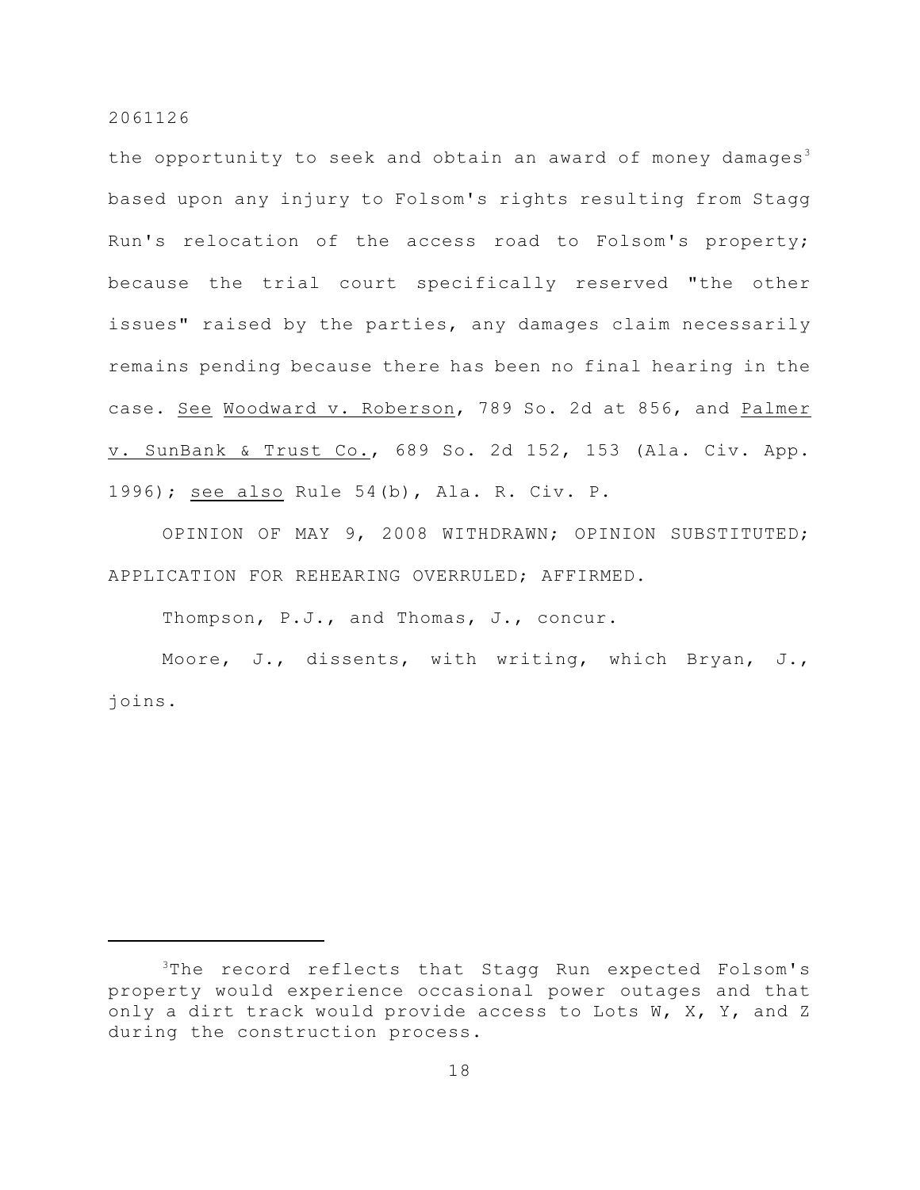the opportunity to seek and obtain an award of money damages[3] based upon any injury to Folsom's rights resulting from Stagg Run's relocation of the access road to Folsom's property; because the trial court specifically reserved "the other issues" raised by the parties, any damages claim necessarily remains pending because there has been no final hearing in the case. *See* *Woodward v. Roberson*, 789 So. 2d at 856, and *Palmer v. SunBank & Trust Co.*, 689 So. 2d 152, 153 (Ala. Civ. App. 1996); *see also* Rule 54(b), Ala. R. Civ. P.

OPINION OF MAY 9, 2008 WITHDRAWN; OPINION SUBSTITUTED; APPLICATION FOR REHEARING OVERRULED; AFFIRMED.

Thompson, P.J., and Thomas, J., concur.

Moore, J., dissents, with writing, which Bryan, J., joins.

---

[3]The record reflects that Stagg Run expected Folsom's property would experience occasional power outages and that only a dirt track would provide access to Lots W, X, Y, and Z during the construction process.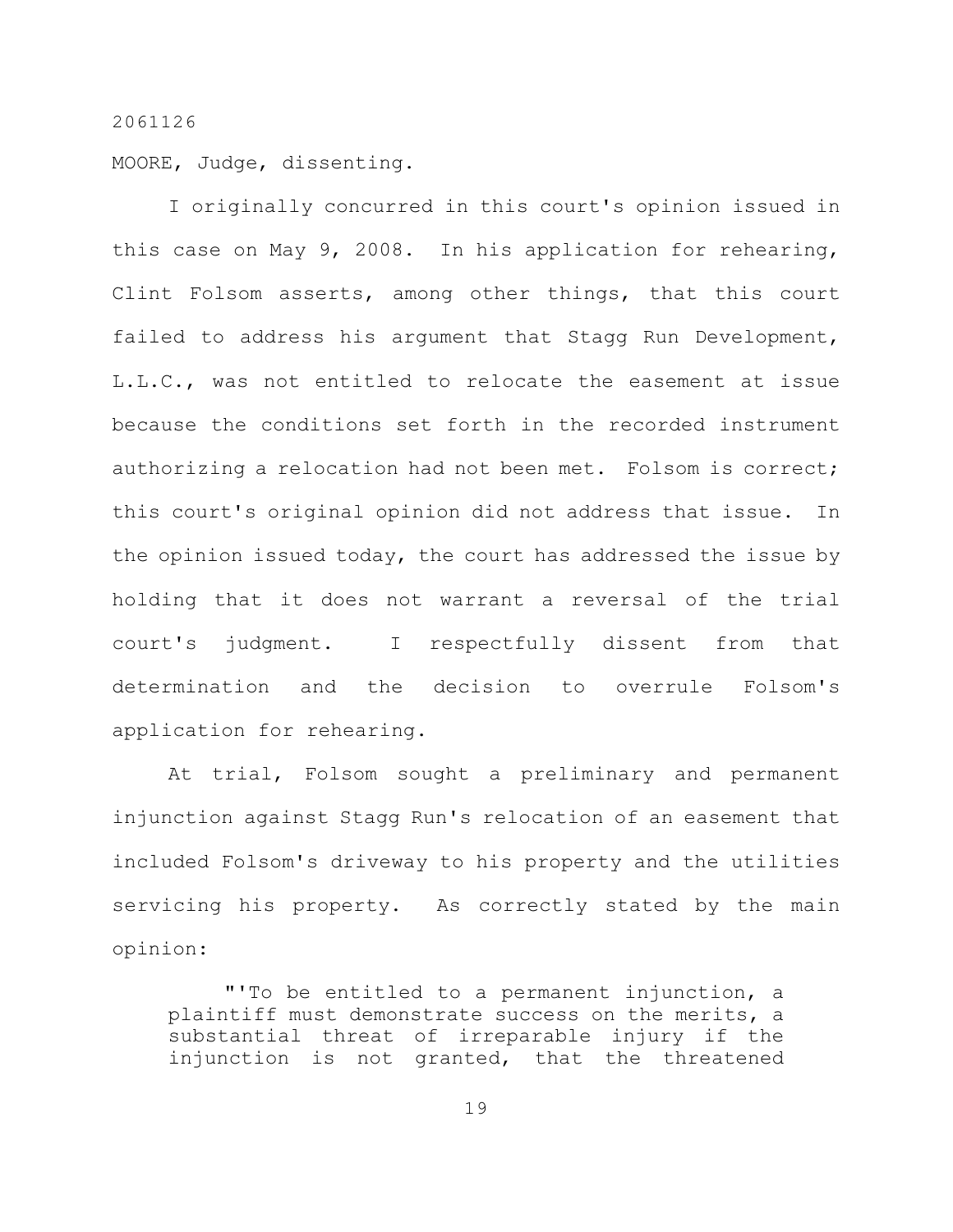2061126

MOORE, Judge, dissenting.

I originally concurred in this court's opinion issued in this case on May 9, 2008. In his application for rehearing, Clint Folsom asserts, among other things, that this court failed to address his argument that Stagg Run Development, L.L.C., was not entitled to relocate the easement at issue because the conditions set forth in the recorded instrument authorizing a relocation had not been met. Folsom is correct; this court's original opinion did not address that issue. In the opinion issued today, the court has addressed the issue by holding that it does not warrant a reversal of the trial court's judgment. I respectfully dissent from that determination and the decision to overrule Folsom's application for rehearing.

At trial, Folsom sought a preliminary and permanent injunction against Stagg Run's relocation of an easement that included Folsom's driveway to his property and the utilities servicing his property. As correctly stated by the main opinion:

> "'To be entitled to a permanent injunction, a plaintiff must demonstrate success on the merits, a substantial threat of irreparable injury if the injunction is not granted, that the threatened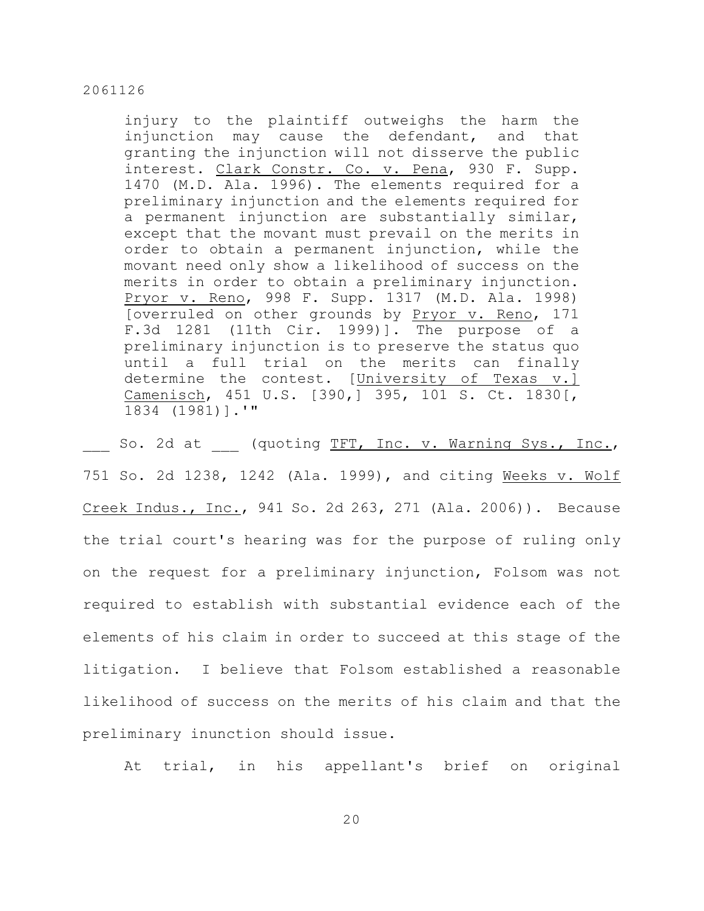> injury to the plaintiff outweighs the harm the injunction may cause the defendant, and that granting the injunction will not disserve the public interest. Clark Constr. Co. v. Pena, 930 F. Supp. 1470 (M.D. Ala. 1996). The elements required for a preliminary injunction and the elements required for a permanent injunction are substantially similar, except that the movant must prevail on the merits in order to obtain a permanent injunction, while the movant need only show a likelihood of success on the merits in order to obtain a preliminary injunction. Pryor v. Reno, 998 F. Supp. 1317 (M.D. Ala. 1998) [overruled on other grounds by Pryor v. Reno, 171 F.3d 1281 (11th Cir. 1999)]. The purpose of a preliminary injunction is to preserve the status quo until a full trial on the merits can finally determine the contest. [University of Texas v.] Camenisch, 451 U.S. [390,] 395, 101 S. Ct. 1830[, 1834 (1981)].'"

___ So. 2d at ___ (quoting TFT, Inc. v. Warning Sys., Inc., 751 So. 2d 1238, 1242 (Ala. 1999), and citing Weeks v. Wolf Creek Indus., Inc., 941 So. 2d 263, 271 (Ala. 2006)). Because the trial court's hearing was for the purpose of ruling only on the request for a preliminary injunction, Folsom was not required to establish with substantial evidence each of the elements of his claim in order to succeed at this stage of the litigation. I believe that Folsom established a reasonable likelihood of success on the merits of his claim and that the preliminary inunction should issue.

At trial, in his appellant's brief on original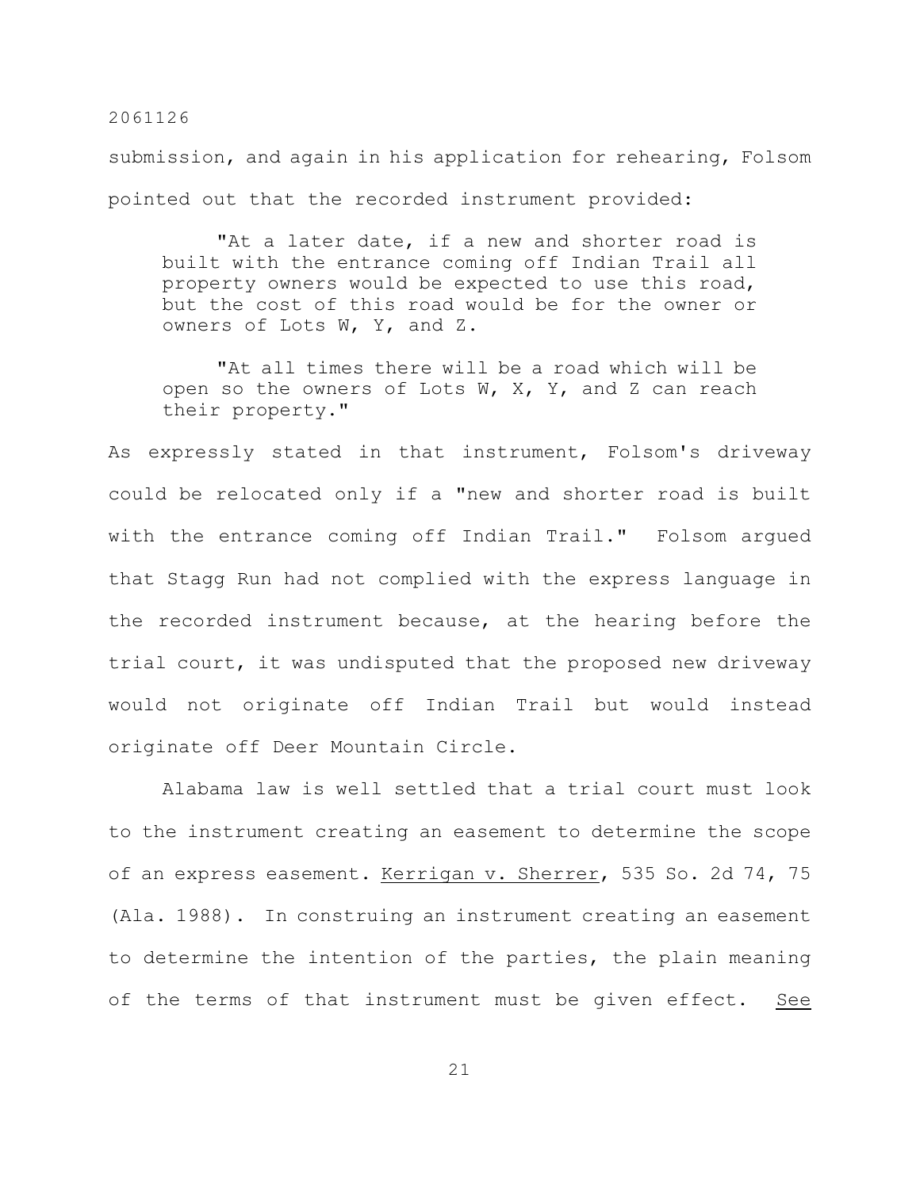submission, and again in his application for rehearing, Folsom pointed out that the recorded instrument provided:

> "At a later date, if a new and shorter road is built with the entrance coming off Indian Trail all property owners would be expected to use this road, but the cost of this road would be for the owner or owners of Lots W, Y, and Z.
>
> "At all times there will be a road which will be open so the owners of Lots W, X, Y, and Z can reach their property."

As expressly stated in that instrument, Folsom's driveway could be relocated only if a "new and shorter road is built with the entrance coming off Indian Trail." Folsom argued that Stagg Run had not complied with the express language in the recorded instrument because, at the hearing before the trial court, it was undisputed that the proposed new driveway would not originate off Indian Trail but would instead originate off Deer Mountain Circle.

Alabama law is well settled that a trial court must look to the instrument creating an easement to determine the scope of an express easement. Kerrigan v. Sherrer, 535 So. 2d 74, 75 (Ala. 1988). In construing an instrument creating an easement to determine the intention of the parties, the plain meaning of the terms of that instrument must be given effect. See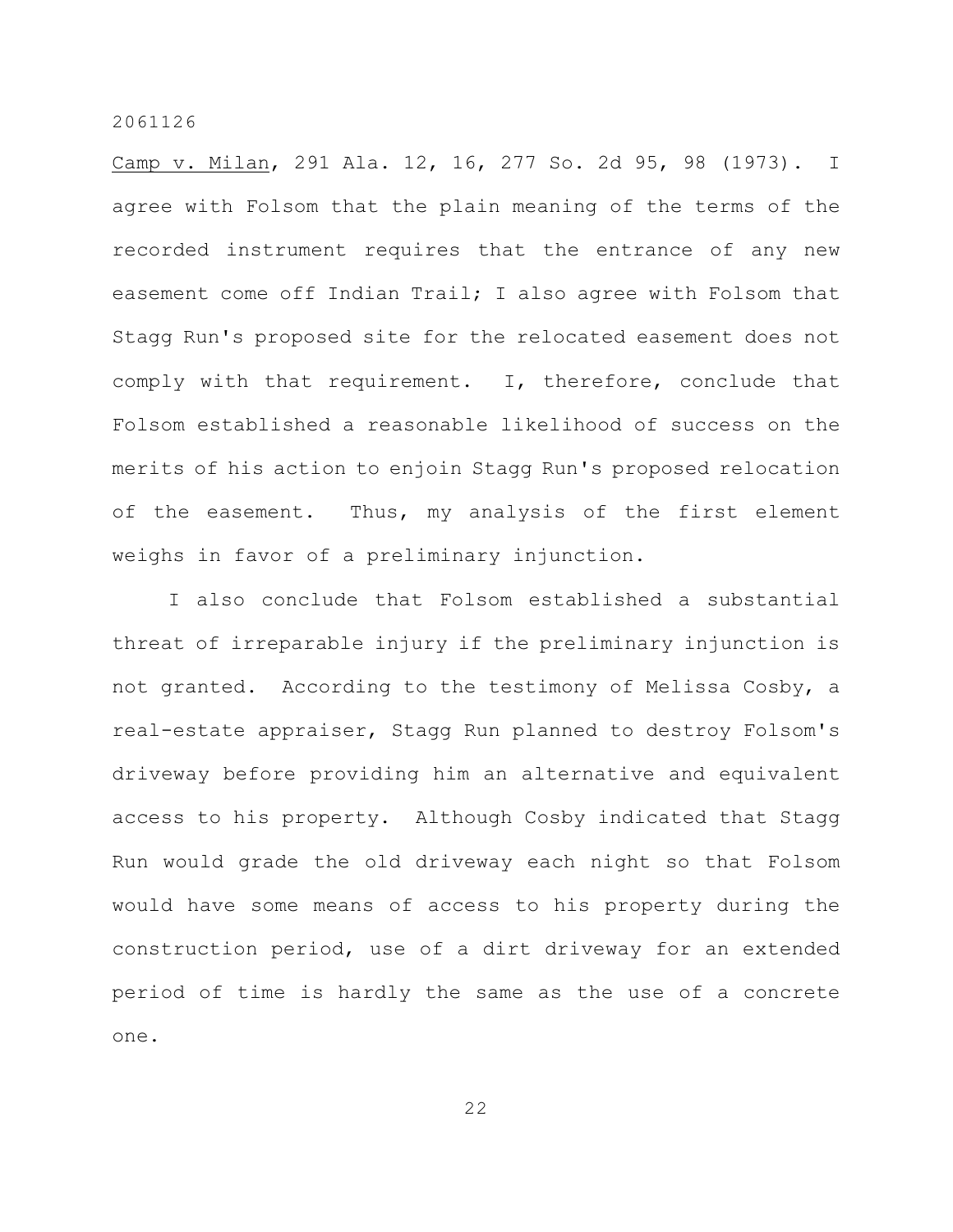Camp v. Milan, 291 Ala. 12, 16, 277 So. 2d 95, 98 (1973). I agree with Folsom that the plain meaning of the terms of the recorded instrument requires that the entrance of any new easement come off Indian Trail; I also agree with Folsom that Stagg Run's proposed site for the relocated easement does not comply with that requirement. I, therefore, conclude that Folsom established a reasonable likelihood of success on the merits of his action to enjoin Stagg Run's proposed relocation of the easement. Thus, my analysis of the first element weighs in favor of a preliminary injunction.

I also conclude that Folsom established a substantial threat of irreparable injury if the preliminary injunction is not granted. According to the testimony of Melissa Cosby, a real-estate appraiser, Stagg Run planned to destroy Folsom's driveway before providing him an alternative and equivalent access to his property. Although Cosby indicated that Stagg Run would grade the old driveway each night so that Folsom would have some means of access to his property during the construction period, use of a dirt driveway for an extended period of time is hardly the same as the use of a concrete one.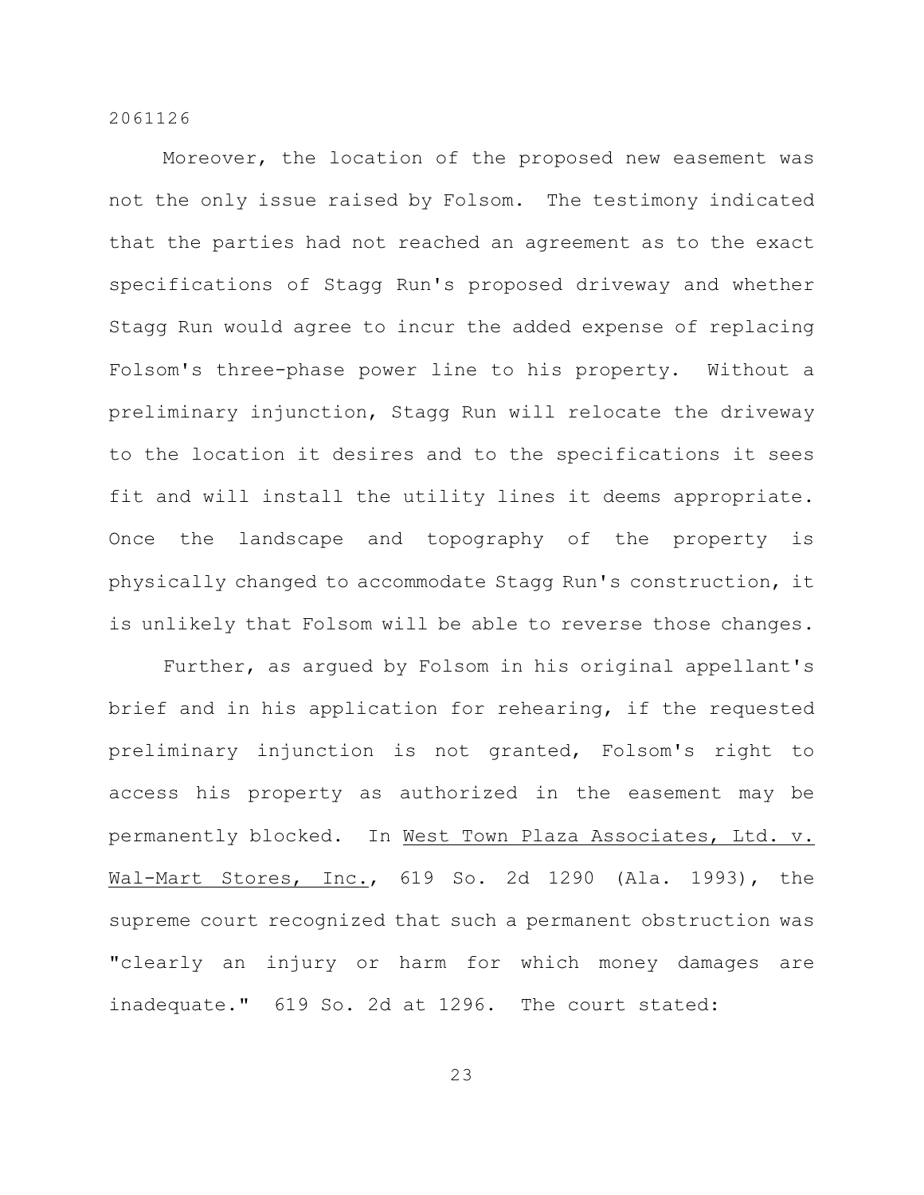Moreover, the location of the proposed new easement was not the only issue raised by Folsom. The testimony indicated that the parties had not reached an agreement as to the exact specifications of Stagg Run's proposed driveway and whether Stagg Run would agree to incur the added expense of replacing Folsom's three-phase power line to his property. Without a preliminary injunction, Stagg Run will relocate the driveway to the location it desires and to the specifications it sees fit and will install the utility lines it deems appropriate. Once the landscape and topography of the property is physically changed to accommodate Stagg Run's construction, it is unlikely that Folsom will be able to reverse those changes.

Further, as argued by Folsom in his original appellant's brief and in his application for rehearing, if the requested preliminary injunction is not granted, Folsom's right to access his property as authorized in the easement may be permanently blocked. In West Town Plaza Associates, Ltd. v. Wal-Mart Stores, Inc., 619 So. 2d 1290 (Ala. 1993), the supreme court recognized that such a permanent obstruction was "clearly an injury or harm for which money damages are inadequate." 619 So. 2d at 1296. The court stated: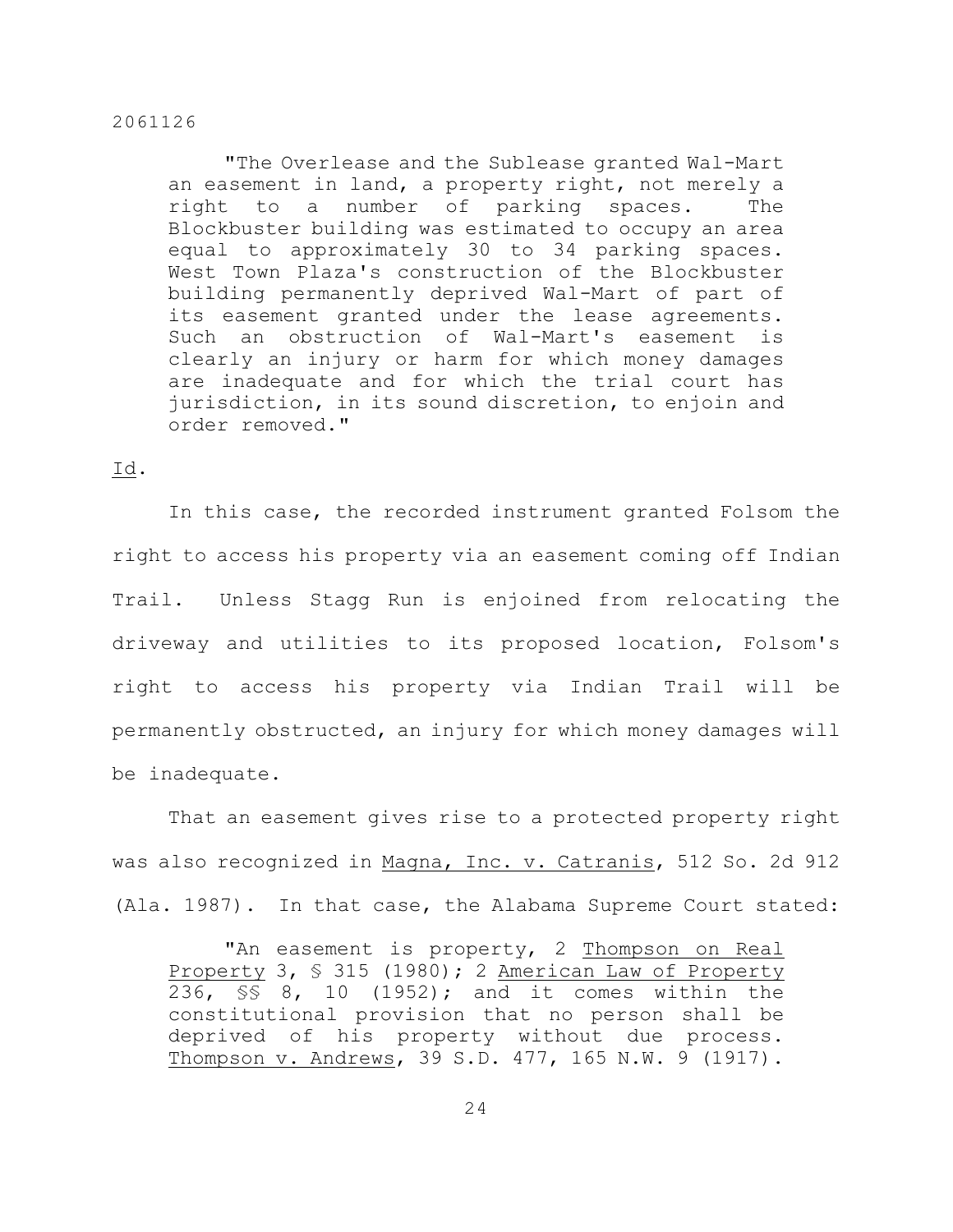"The Overlease and the Sublease granted Wal-Mart an easement in land, a property right, not merely a right to a number of parking spaces. The Blockbuster building was estimated to occupy an area equal to approximately 30 to 34 parking spaces. West Town Plaza's construction of the Blockbuster building permanently deprived Wal-Mart of part of its easement granted under the lease agreements. Such an obstruction of Wal-Mart's easement is clearly an injury or harm for which money damages are inadequate and for which the trial court has jurisdiction, in its sound discretion, to enjoin and order removed."

Id.

In this case, the recorded instrument granted Folsom the right to access his property via an easement coming off Indian Trail. Unless Stagg Run is enjoined from relocating the driveway and utilities to its proposed location, Folsom's right to access his property via Indian Trail will be permanently obstructed, an injury for which money damages will be inadequate.

That an easement gives rise to a protected property right was also recognized in Magna, Inc. v. Catranis, 512 So. 2d 912 (Ala. 1987). In that case, the Alabama Supreme Court stated:

"An easement is property, 2 Thompson on Real Property 3, § 315 (1980); 2 American Law of Property 236, §§ 8, 10 (1952); and it comes within the constitutional provision that no person shall be deprived of his property without due process. Thompson v. Andrews, 39 S.D. 477, 165 N.W. 9 (1917).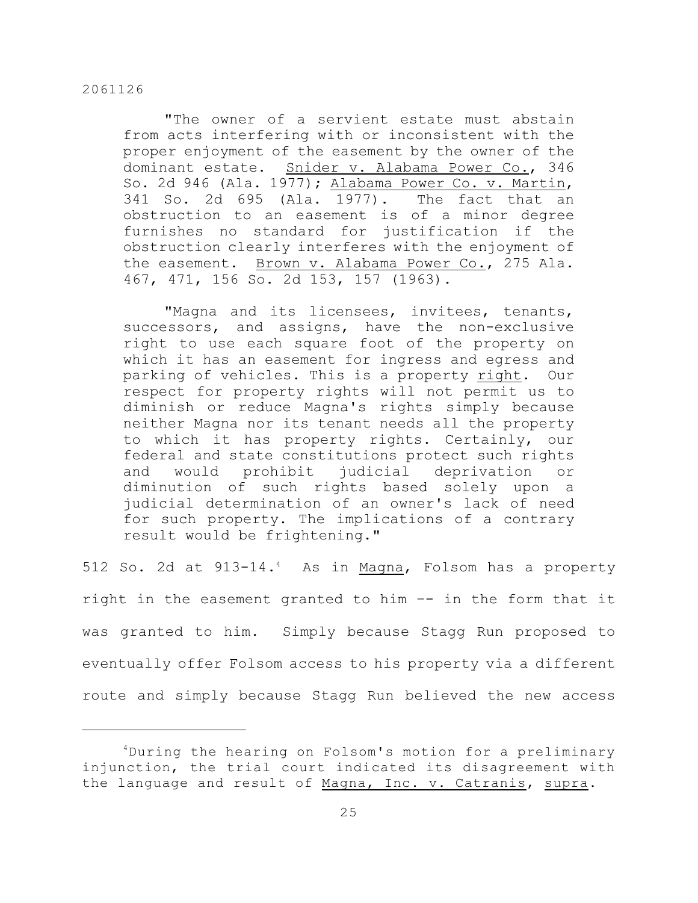> "The owner of a servient estate must abstain from acts interfering with or inconsistent with the proper enjoyment of the easement by the owner of the dominant estate. Snider v. Alabama Power Co., 346 So. 2d 946 (Ala. 1977); Alabama Power Co. v. Martin, 341 So. 2d 695 (Ala. 1977). The fact that an obstruction to an easement is of a minor degree furnishes no standard for justification if the obstruction clearly interferes with the enjoyment of the easement. Brown v. Alabama Power Co., 275 Ala. 467, 471, 156 So. 2d 153, 157 (1963).
>
> "Magna and its licensees, invitees, tenants, successors, and assigns, have the non-exclusive right to use each square foot of the property on which it has an easement for ingress and egress and parking of vehicles. This is a property right. Our respect for property rights will not permit us to diminish or reduce Magna's rights simply because neither Magna nor its tenant needs all the property to which it has property rights. Certainly, our federal and state constitutions protect such rights and would prohibit judicial deprivation or diminution of such rights based solely upon a judicial determination of an owner's lack of need for such property. The implications of a contrary result would be frightening."

512 So. 2d at 913-14.[4] As in Magna, Folsom has a property right in the easement granted to him -- in the form that it was granted to him. Simply because Stagg Run proposed to eventually offer Folsom access to his property via a different route and simply because Stagg Run believed the new access

---

[4] During the hearing on Folsom's motion for a preliminary injunction, the trial court indicated its disagreement with the language and result of Magna, Inc. v. Catranis, supra.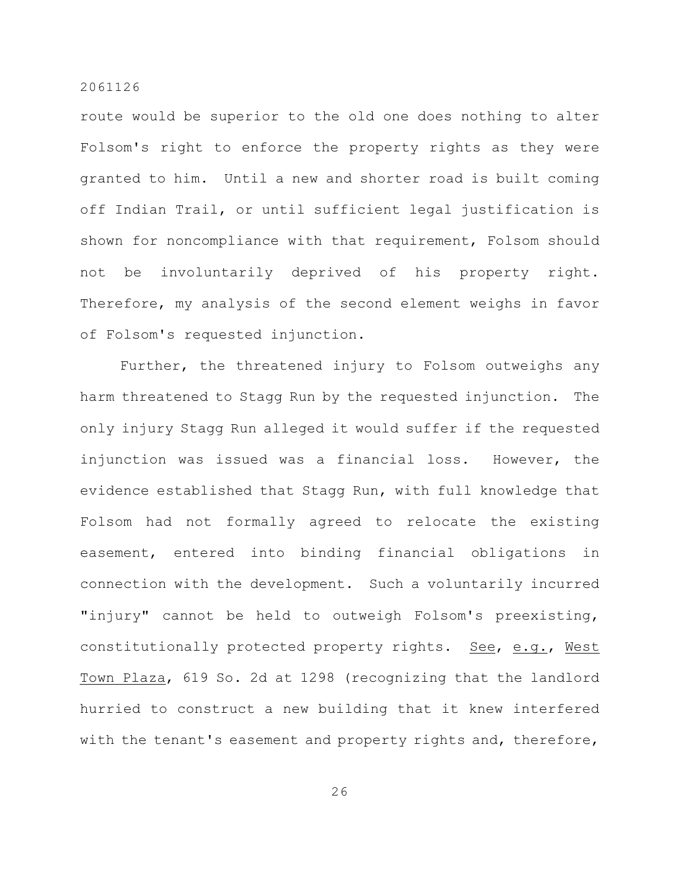route would be superior to the old one does nothing to alter Folsom's right to enforce the property rights as they were granted to him. Until a new and shorter road is built coming off Indian Trail, or until sufficient legal justification is shown for noncompliance with that requirement, Folsom should not be involuntarily deprived of his property right. Therefore, my analysis of the second element weighs in favor of Folsom's requested injunction.

Further, the threatened injury to Folsom outweighs any harm threatened to Stagg Run by the requested injunction. The only injury Stagg Run alleged it would suffer if the requested injunction was issued was a financial loss. However, the evidence established that Stagg Run, with full knowledge that Folsom had not formally agreed to relocate the existing easement, entered into binding financial obligations in connection with the development. Such a voluntarily incurred "injury" cannot be held to outweigh Folsom's preexisting, constitutionally protected property rights. See, e.g., West Town Plaza, 619 So. 2d at 1298 (recognizing that the landlord hurried to construct a new building that it knew interfered with the tenant's easement and property rights and, therefore,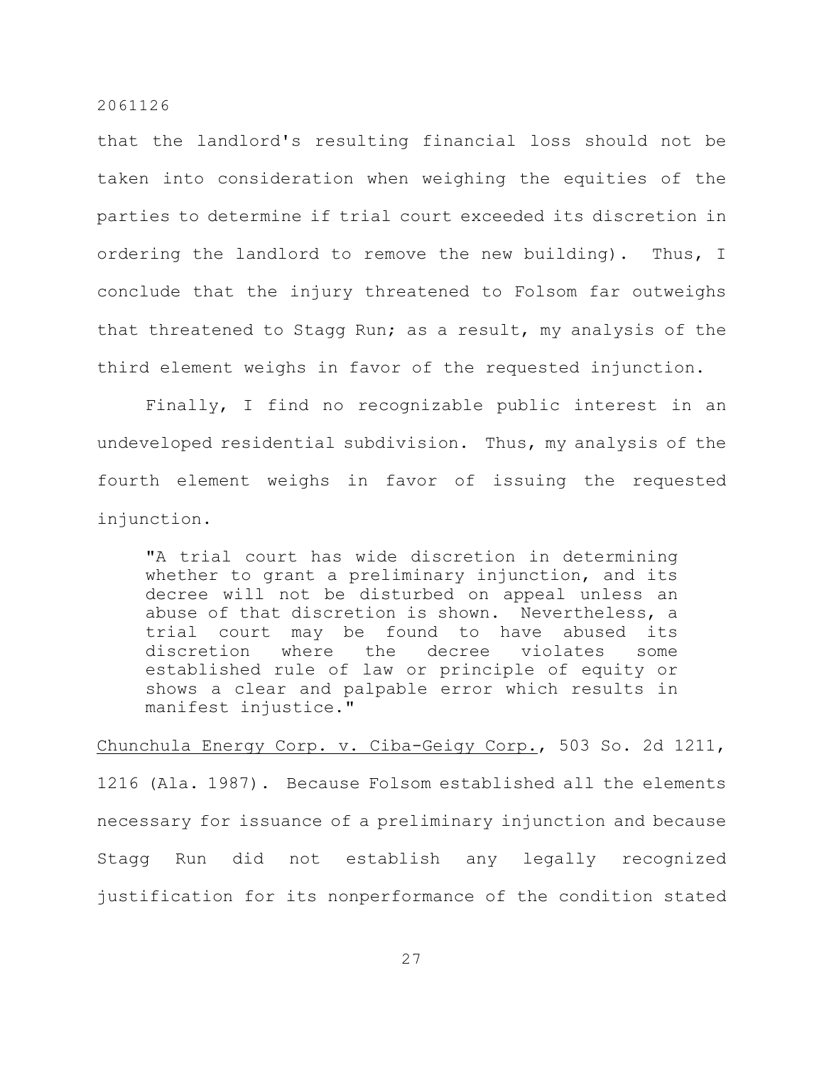that the landlord's resulting financial loss should not be taken into consideration when weighing the equities of the parties to determine if trial court exceeded its discretion in ordering the landlord to remove the new building). Thus, I conclude that the injury threatened to Folsom far outweighs that threatened to Stagg Run; as a result, my analysis of the third element weighs in favor of the requested injunction.

Finally, I find no recognizable public interest in an undeveloped residential subdivision. Thus, my analysis of the fourth element weighs in favor of issuing the requested injunction.

> "A trial court has wide discretion in determining whether to grant a preliminary injunction, and its decree will not be disturbed on appeal unless an abuse of that discretion is shown. Nevertheless, a trial court may be found to have abused its discretion where the decree violates some established rule of law or principle of equity or shows a clear and palpable error which results in manifest injustice."

Chunchula Energy Corp. v. Ciba-Geigy Corp., 503 So. 2d 1211, 1216 (Ala. 1987). Because Folsom established all the elements necessary for issuance of a preliminary injunction and because Stagg Run did not establish any legally recognized justification for its nonperformance of the condition stated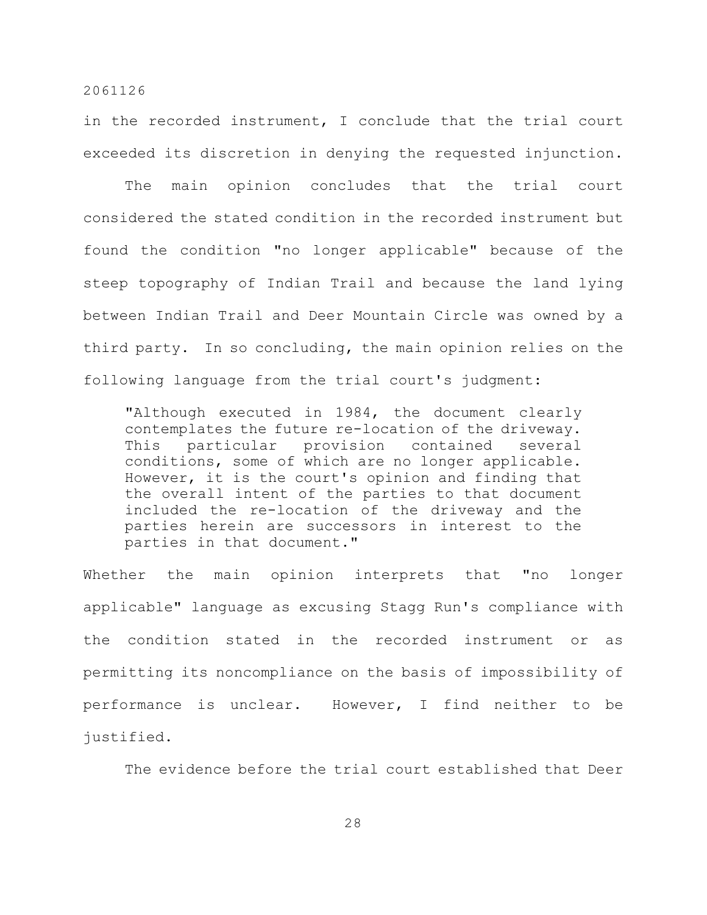in the recorded instrument, I conclude that the trial court exceeded its discretion in denying the requested injunction.

The main opinion concludes that the trial court considered the stated condition in the recorded instrument but found the condition "no longer applicable" because of the steep topography of Indian Trail and because the land lying between Indian Trail and Deer Mountain Circle was owned by a third party. In so concluding, the main opinion relies on the following language from the trial court's judgment:

> "Although executed in 1984, the document clearly contemplates the future re-location of the driveway. This particular provision contained several conditions, some of which are no longer applicable. However, it is the court's opinion and finding that the overall intent of the parties to that document included the re-location of the driveway and the parties herein are successors in interest to the parties in that document."

Whether the main opinion interprets that "no longer applicable" language as excusing Stagg Run's compliance with the condition stated in the recorded instrument or as permitting its noncompliance on the basis of impossibility of performance is unclear. However, I find neither to be justified.

The evidence before the trial court established that Deer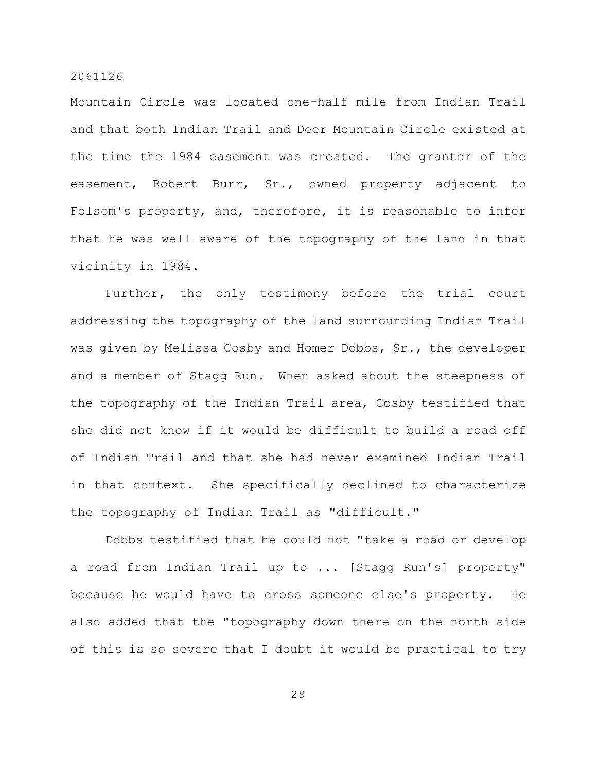Mountain Circle was located one-half mile from Indian Trail and that both Indian Trail and Deer Mountain Circle existed at the time the 1984 easement was created. The grantor of the easement, Robert Burr, Sr., owned property adjacent to Folsom's property, and, therefore, it is reasonable to infer that he was well aware of the topography of the land in that vicinity in 1984.

Further, the only testimony before the trial court addressing the topography of the land surrounding Indian Trail was given by Melissa Cosby and Homer Dobbs, Sr., the developer and a member of Stagg Run. When asked about the steepness of the topography of the Indian Trail area, Cosby testified that she did not know if it would be difficult to build a road off of Indian Trail and that she had never examined Indian Trail in that context. She specifically declined to characterize the topography of Indian Trail as "difficult."

Dobbs testified that he could not "take a road or develop a road from Indian Trail up to ... [Stagg Run's] property" because he would have to cross someone else's property. He also added that the "topography down there on the north side of this is so severe that I doubt it would be practical to try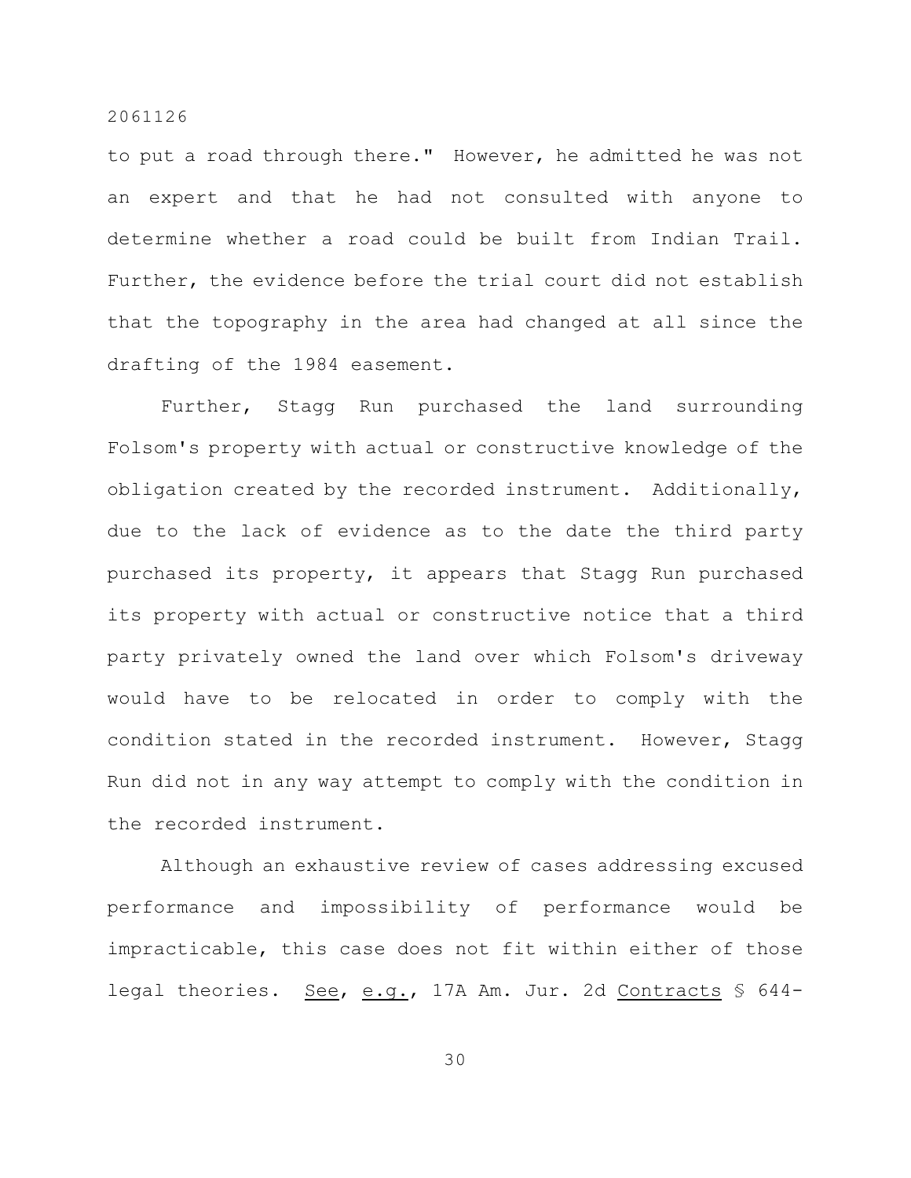to put a road through there." However, he admitted he was not an expert and that he had not consulted with anyone to determine whether a road could be built from Indian Trail. Further, the evidence before the trial court did not establish that the topography in the area had changed at all since the drafting of the 1984 easement.

Further, Stagg Run purchased the land surrounding Folsom's property with actual or constructive knowledge of the obligation created by the recorded instrument. Additionally, due to the lack of evidence as to the date the third party purchased its property, it appears that Stagg Run purchased its property with actual or constructive notice that a third party privately owned the land over which Folsom's driveway would have to be relocated in order to comply with the condition stated in the recorded instrument. However, Stagg Run did not in any way attempt to comply with the condition in the recorded instrument.

Although an exhaustive review of cases addressing excused performance and impossibility of performance would be impracticable, this case does not fit within either of those legal theories. See, e.g., 17A Am. Jur. 2d Contracts § 644-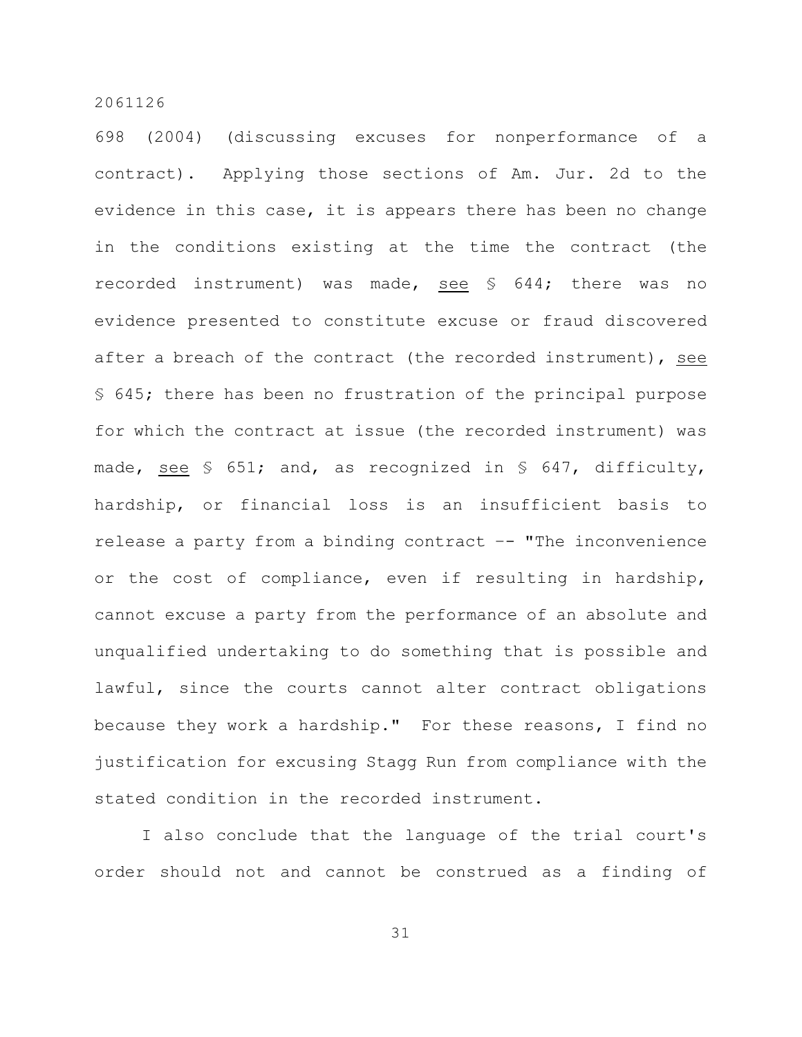698 (2004) (discussing excuses for nonperformance of a contract). Applying those sections of Am. Jur. 2d to the evidence in this case, it is appears there has been no change in the conditions existing at the time the contract (the recorded instrument) was made, see § 644; there was no evidence presented to constitute excuse or fraud discovered after a breach of the contract (the recorded instrument), see § 645; there has been no frustration of the principal purpose for which the contract at issue (the recorded instrument) was made, see § 651; and, as recognized in § 647, difficulty, hardship, or financial loss is an insufficient basis to release a party from a binding contract -- "The inconvenience or the cost of compliance, even if resulting in hardship, cannot excuse a party from the performance of an absolute and unqualified undertaking to do something that is possible and lawful, since the courts cannot alter contract obligations because they work a hardship." For these reasons, I find no justification for excusing Stagg Run from compliance with the stated condition in the recorded instrument.

I also conclude that the language of the trial court's order should not and cannot be construed as a finding of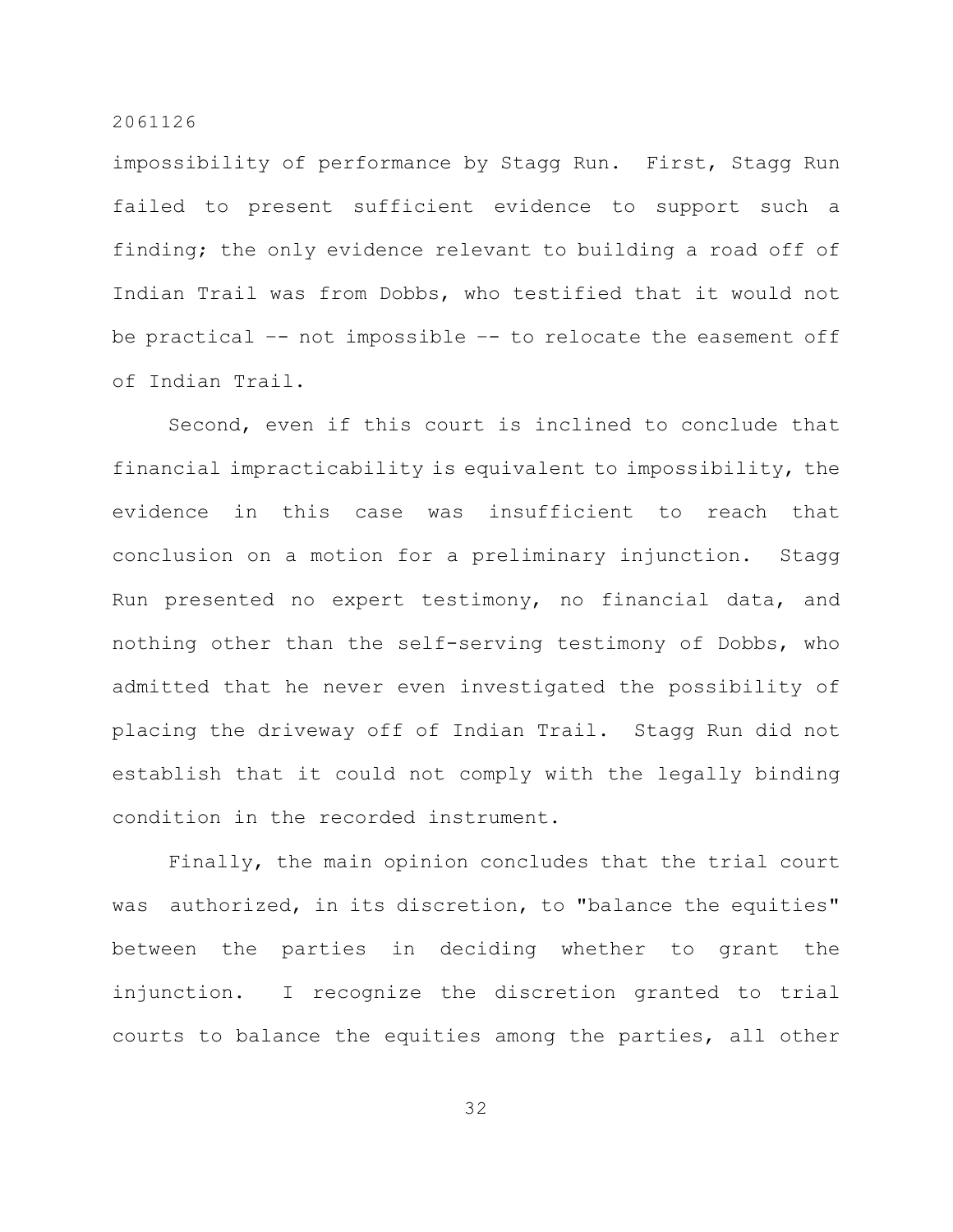impossibility of performance by Stagg Run. First, Stagg Run failed to present sufficient evidence to support such a finding; the only evidence relevant to building a road off of Indian Trail was from Dobbs, who testified that it would not be practical –- not impossible –- to relocate the easement off of Indian Trail.

Second, even if this court is inclined to conclude that financial impracticability is equivalent to impossibility, the evidence in this case was insufficient to reach that conclusion on a motion for a preliminary injunction. Stagg Run presented no expert testimony, no financial data, and nothing other than the self-serving testimony of Dobbs, who admitted that he never even investigated the possibility of placing the driveway off of Indian Trail. Stagg Run did not establish that it could not comply with the legally binding condition in the recorded instrument.

Finally, the main opinion concludes that the trial court was authorized, in its discretion, to "balance the equities" between the parties in deciding whether to grant the injunction. I recognize the discretion granted to trial courts to balance the equities among the parties, all other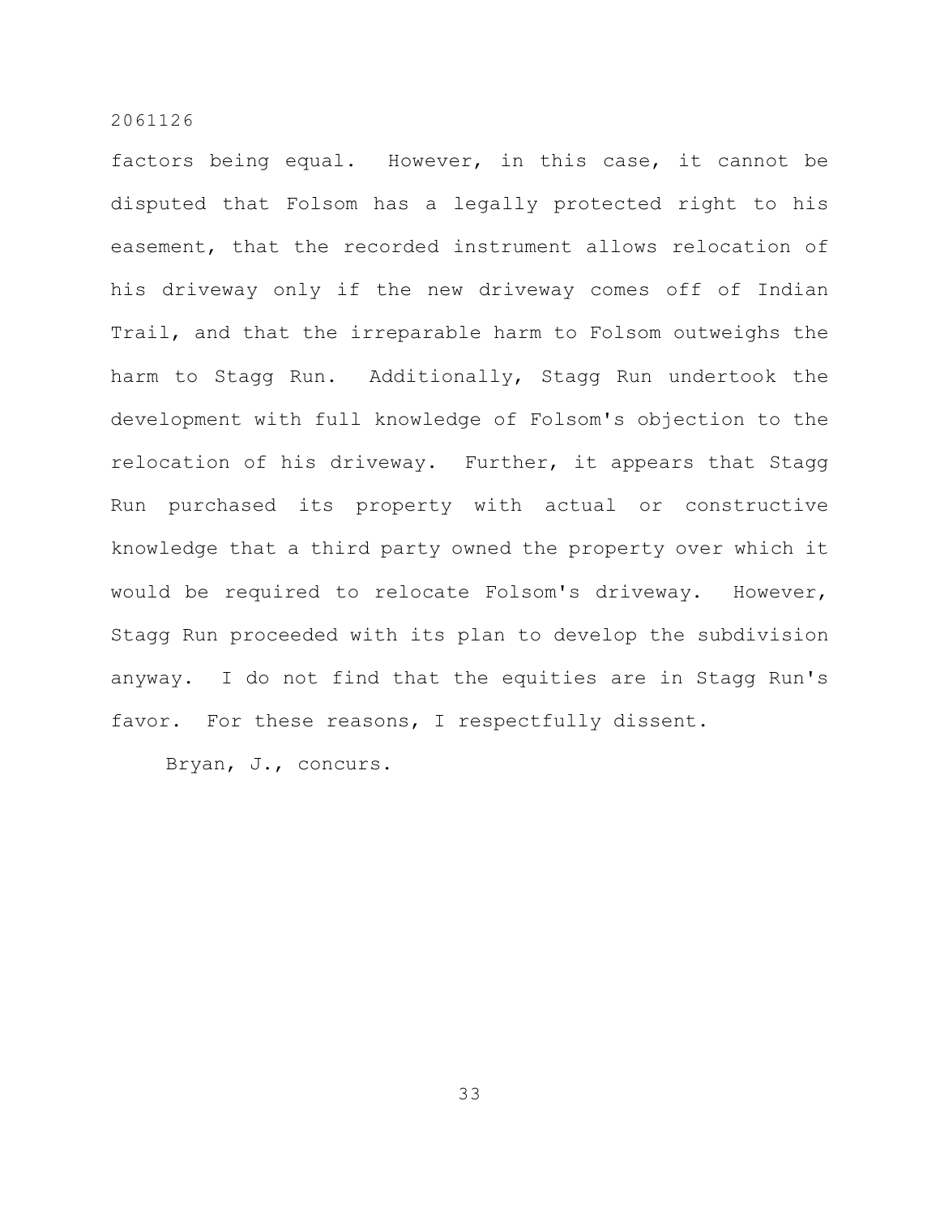factors being equal. However, in this case, it cannot be disputed that Folsom has a legally protected right to his easement, that the recorded instrument allows relocation of his driveway only if the new driveway comes off of Indian Trail, and that the irreparable harm to Folsom outweighs the harm to Stagg Run. Additionally, Stagg Run undertook the development with full knowledge of Folsom's objection to the relocation of his driveway. Further, it appears that Stagg Run purchased its property with actual or constructive knowledge that a third party owned the property over which it would be required to relocate Folsom's driveway. However, Stagg Run proceeded with its plan to develop the subdivision anyway. I do not find that the equities are in Stagg Run's favor. For these reasons, I respectfully dissent.

Bryan, J., concurs.